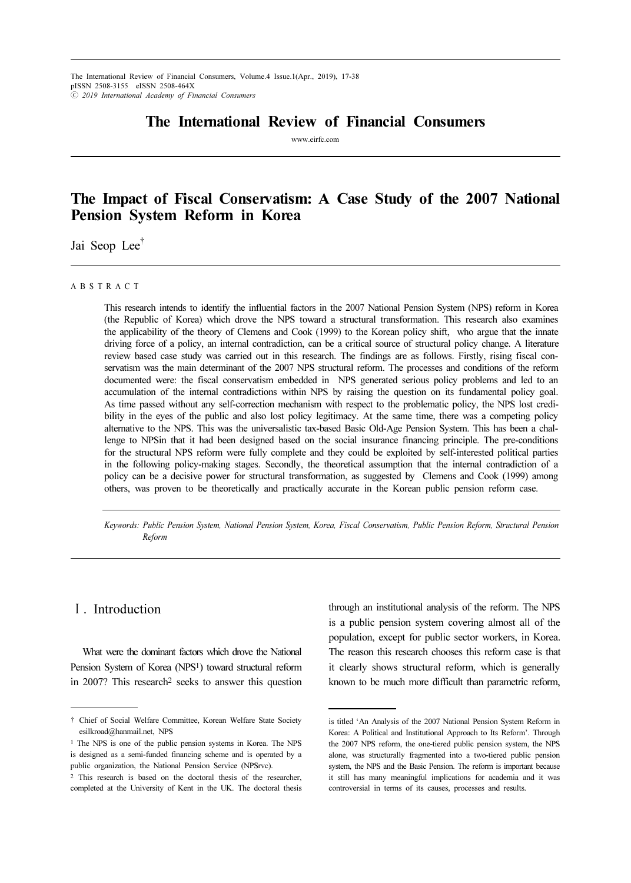# The Impact of Fiscal Conservatism: A Case Study of the 2007 National Pension System Reform in Korea

Jai Seop Lee[†]

A B S T R A C T

This research intends to identify the influential factors in the 2007 National Pension System (NPS) reform in Korea (the Republic of Korea) which drove the NPS toward a structural transformation. This research also examines the applicability of the theory of Clemens and Cook (1999) to the Korean policy shift, who argue that the innate driving force of a policy, an internal contradiction, can be a critical source of structural policy change. A literature review based case study was carried out in this research. The findings are as follows. Firstly, rising fiscal conservatism was the main determinant of the 2007 NPS structural reform. The processes and conditions of the reform documented were: the fiscal conservatism embedded in NPS generated serious policy problems and led to an accumulation of the internal contradictions within NPS by raising the question on its fundamental policy goal. As time passed without any self-correction mechanism with respect to the problematic policy, the NPS lost credibility in the eyes of the public and also lost policy legitimacy. At the same time, there was a competing policy alternative to the NPS. This was the universalistic tax-based Basic Old-Age Pension System. This has been a challenge to NPSin that it had been designed based on the social insurance financing principle. The pre-conditions for the structural NPS reform were fully complete and they could be exploited by self-interested political parties in the following policy-making stages. Secondly, the theoretical assumption that the internal contradiction of a policy can be a decisive power for structural transformation, as suggested by Clemens and Cook (1999) among others, was proven to be theoretically and practically accurate in the Korean public pension reform case.

*Keywords: Public Pension System, National Pension System, Korea, Fiscal Conservatism, Public Pension Reform, Structural Pension Reform*

## Ⅰ. Introduction

What were the dominant factors which drove the National Pension System of Korea (NPS[1]) toward structural reform in 2007? This research[2] seeks to answer this question through an institutional analysis of the reform. The NPS is a public pension system covering almost all of the population, except for public sector workers, in Korea. The reason this research chooses this reform case is that it clearly shows structural reform, which is generally known to be much more difficult than parametric reform,

---

† Chief of Social Welfare Committee, Korean Welfare State Society esilkroad@hanmail.net, NPS

[1] The NPS is one of the public pension systems in Korea. The NPS is designed as a semi-funded financing scheme and is operated by a public organization, the National Pension Service (NPSrvc).

[2] This research is based on the doctoral thesis of the researcher, completed at the University of Kent in the UK. The doctoral thesis is titled 'An Analysis of the 2007 National Pension System Reform in Korea: A Political and Institutional Approach to Its Reform'. Through the 2007 NPS reform, the one-tiered public pension system, the NPS alone, was structurally fragmented into a two-tiered public pension system, the NPS and the Basic Pension. The reform is important because it still has many meaningful implications for academia and it was controversial in terms of its causes, processes and results.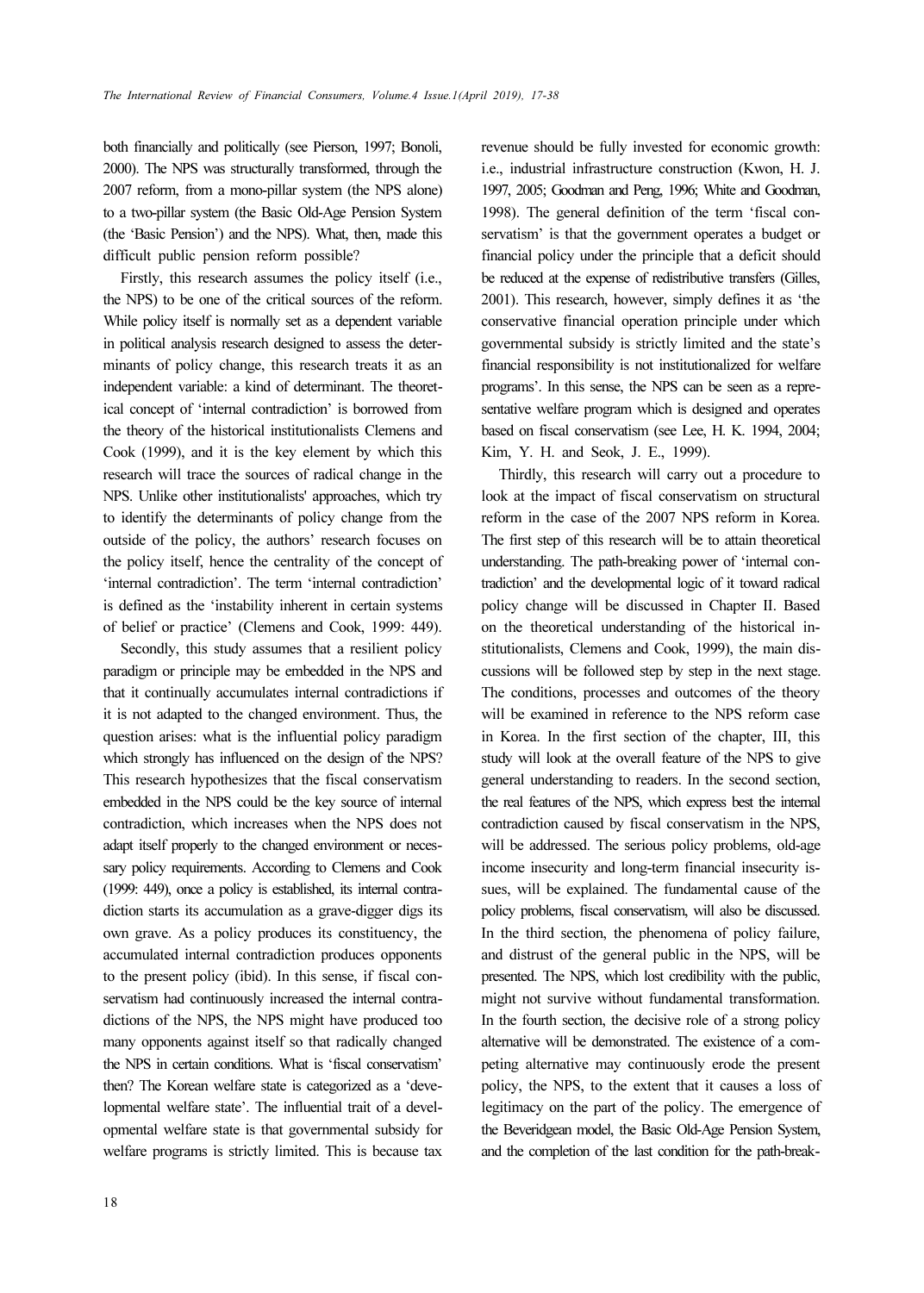both financially and politically (see Pierson, 1997; Bonoli, 2000). The NPS was structurally transformed, through the 2007 reform, from a mono-pillar system (the NPS alone) to a two-pillar system (the Basic Old-Age Pension System (the 'Basic Pension') and the NPS). What, then, made this difficult public pension reform possible?

Firstly, this research assumes the policy itself (i.e., the NPS) to be one of the critical sources of the reform. While policy itself is normally set as a dependent variable in political analysis research designed to assess the determinants of policy change, this research treats it as an independent variable: a kind of determinant. The theoretical concept of 'internal contradiction' is borrowed from the theory of the historical institutionalists Clemens and Cook (1999), and it is the key element by which this research will trace the sources of radical change in the NPS. Unlike other institutionalists' approaches, which try to identify the determinants of policy change from the outside of the policy, the authors' research focuses on the policy itself, hence the centrality of the concept of 'internal contradiction'. The term 'internal contradiction' is defined as the 'instability inherent in certain systems of belief or practice' (Clemens and Cook, 1999: 449).

Secondly, this study assumes that a resilient policy paradigm or principle may be embedded in the NPS and that it continually accumulates internal contradictions if it is not adapted to the changed environment. Thus, the question arises: what is the influential policy paradigm which strongly has influenced on the design of the NPS? This research hypothesizes that the fiscal conservatism embedded in the NPS could be the key source of internal contradiction, which increases when the NPS does not adapt itself properly to the changed environment or necessary policy requirements. According to Clemens and Cook (1999: 449), once a policy is established, its internal contradiction starts its accumulation as a grave-digger digs its own grave. As a policy produces its constituency, the accumulated internal contradiction produces opponents to the present policy (ibid). In this sense, if fiscal conservatism had continuously increased the internal contradictions of the NPS, the NPS might have produced too many opponents against itself so that radically changed the NPS in certain conditions. What is 'fiscal conservatism' then? The Korean welfare state is categorized as a 'developmental welfare state'. The influential trait of a developmental welfare state is that governmental subsidy for welfare programs is strictly limited. This is because tax revenue should be fully invested for economic growth: i.e., industrial infrastructure construction (Kwon, H. J. 1997, 2005; Goodman and Peng, 1996; White and Goodman, 1998). The general definition of the term 'fiscal conservatism' is that the government operates a budget or financial policy under the principle that a deficit should be reduced at the expense of redistributive transfers (Gilles, 2001). This research, however, simply defines it as 'the conservative financial operation principle under which governmental subsidy is strictly limited and the state's financial responsibility is not institutionalized for welfare programs'. In this sense, the NPS can be seen as a representative welfare program which is designed and operates based on fiscal conservatism (see Lee, H. K. 1994, 2004; Kim, Y. H. and Seok, J. E., 1999).

Thirdly, this research will carry out a procedure to look at the impact of fiscal conservatism on structural reform in the case of the 2007 NPS reform in Korea. The first step of this research will be to attain theoretical understanding. The path-breaking power of 'internal contradiction' and the developmental logic of it toward radical policy change will be discussed in Chapter II. Based on the theoretical understanding of the historical institutionalists, Clemens and Cook, 1999), the main discussions will be followed step by step in the next stage. The conditions, processes and outcomes of the theory will be examined in reference to the NPS reform case in Korea. In the first section of the chapter, III, this study will look at the overall feature of the NPS to give general understanding to readers. In the second section, the real features of the NPS, which express best the internal contradiction caused by fiscal conservatism in the NPS, will be addressed. The serious policy problems, old-age income insecurity and long-term financial insecurity issues, will be explained. The fundamental cause of the policy problems, fiscal conservatism, will also be discussed. In the third section, the phenomena of policy failure, and distrust of the general public in the NPS, will be presented. The NPS, which lost credibility with the public, might not survive without fundamental transformation. In the fourth section, the decisive role of a strong policy alternative will be demonstrated. The existence of a competing alternative may continuously erode the present policy, the NPS, to the extent that it causes a loss of legitimacy on the part of the policy. The emergence of the Beveridgean model, the Basic Old-Age Pension System, and the completion of the last condition for the path-break-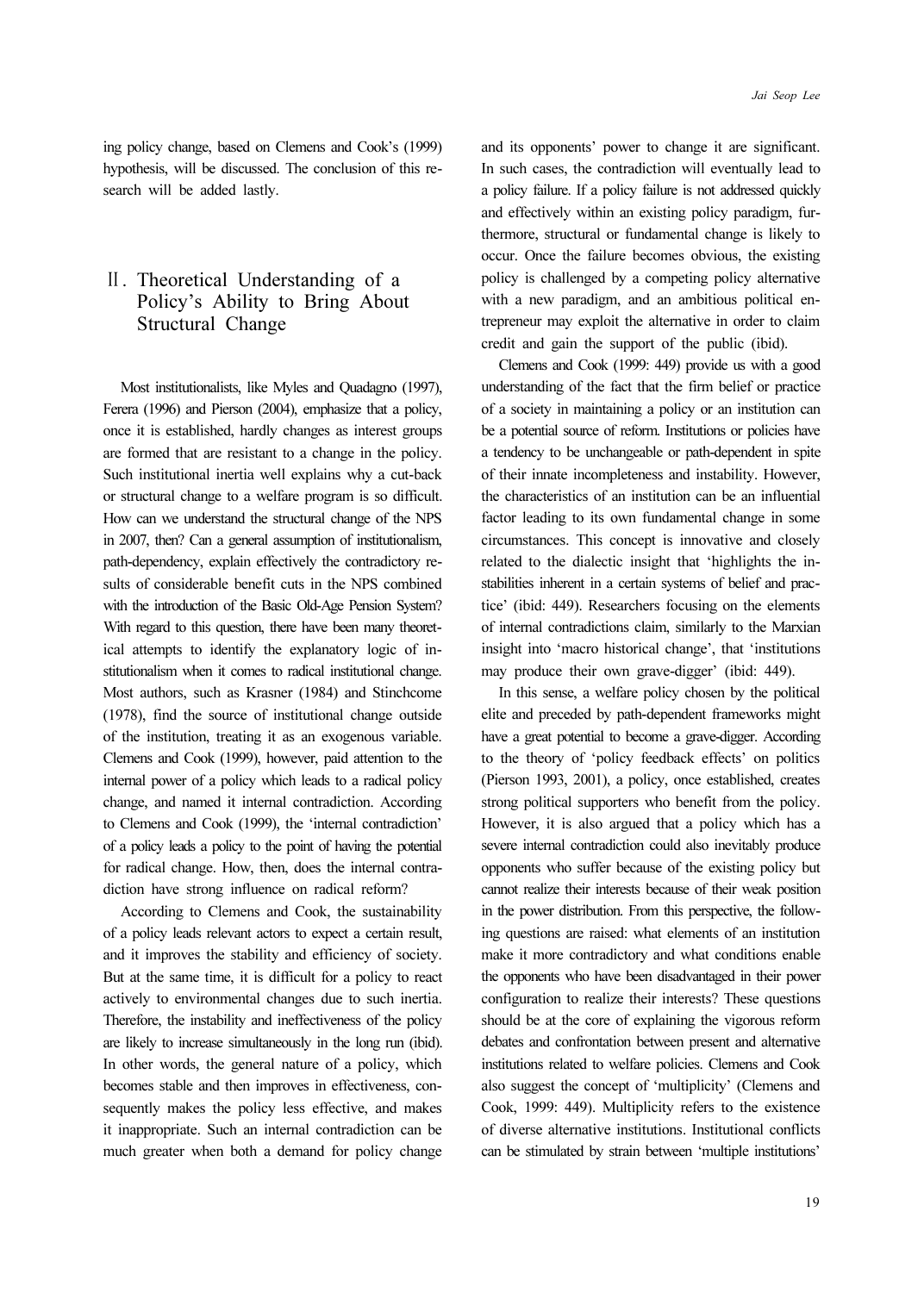ing policy change, based on Clemens and Cook's (1999) hypothesis, will be discussed. The conclusion of this research will be added lastly.

## Ⅱ. Theoretical Understanding of a Policy's Ability to Bring About Structural Change

Most institutionalists, like Myles and Quadagno (1997), Ferera (1996) and Pierson (2004), emphasize that a policy, once it is established, hardly changes as interest groups are formed that are resistant to a change in the policy. Such institutional inertia well explains why a cut-back or structural change to a welfare program is so difficult. How can we understand the structural change of the NPS in 2007, then? Can a general assumption of institutionalism, path-dependency, explain effectively the contradictory results of considerable benefit cuts in the NPS combined with the introduction of the Basic Old-Age Pension System? With regard to this question, there have been many theoretical attempts to identify the explanatory logic of institutionalism when it comes to radical institutional change. Most authors, such as Krasner (1984) and Stinchcome (1978), find the source of institutional change outside of the institution, treating it as an exogenous variable. Clemens and Cook (1999), however, paid attention to the internal power of a policy which leads to a radical policy change, and named it internal contradiction. According to Clemens and Cook (1999), the 'internal contradiction' of a policy leads a policy to the point of having the potential for radical change. How, then, does the internal contradiction have strong influence on radical reform?

According to Clemens and Cook, the sustainability of a policy leads relevant actors to expect a certain result, and it improves the stability and efficiency of society. But at the same time, it is difficult for a policy to react actively to environmental changes due to such inertia. Therefore, the instability and ineffectiveness of the policy are likely to increase simultaneously in the long run (ibid). In other words, the general nature of a policy, which becomes stable and then improves in effectiveness, consequently makes the policy less effective, and makes it inappropriate. Such an internal contradiction can be much greater when both a demand for policy change and its opponents' power to change it are significant. In such cases, the contradiction will eventually lead to a policy failure. If a policy failure is not addressed quickly and effectively within an existing policy paradigm, furthermore, structural or fundamental change is likely to occur. Once the failure becomes obvious, the existing policy is challenged by a competing policy alternative with a new paradigm, and an ambitious political entrepreneur may exploit the alternative in order to claim credit and gain the support of the public (ibid).

Clemens and Cook (1999: 449) provide us with a good understanding of the fact that the firm belief or practice of a society in maintaining a policy or an institution can be a potential source of reform. Institutions or policies have a tendency to be unchangeable or path-dependent in spite of their innate incompleteness and instability. However, the characteristics of an institution can be an influential factor leading to its own fundamental change in some circumstances. This concept is innovative and closely related to the dialectic insight that 'highlights the instabilities inherent in a certain systems of belief and practice' (ibid: 449). Researchers focusing on the elements of internal contradictions claim, similarly to the Marxian insight into 'macro historical change', that 'institutions may produce their own grave-digger' (ibid: 449).

In this sense, a welfare policy chosen by the political elite and preceded by path-dependent frameworks might have a great potential to become a grave-digger. According to the theory of 'policy feedback effects' on politics (Pierson 1993, 2001), a policy, once established, creates strong political supporters who benefit from the policy. However, it is also argued that a policy which has a severe internal contradiction could also inevitably produce opponents who suffer because of the existing policy but cannot realize their interests because of their weak position in the power distribution. From this perspective, the following questions are raised: what elements of an institution make it more contradictory and what conditions enable the opponents who have been disadvantaged in their power configuration to realize their interests? These questions should be at the core of explaining the vigorous reform debates and confrontation between present and alternative institutions related to welfare policies. Clemens and Cook also suggest the concept of 'multiplicity' (Clemens and Cook, 1999: 449). Multiplicity refers to the existence of diverse alternative institutions. Institutional conflicts can be stimulated by strain between 'multiple institutions'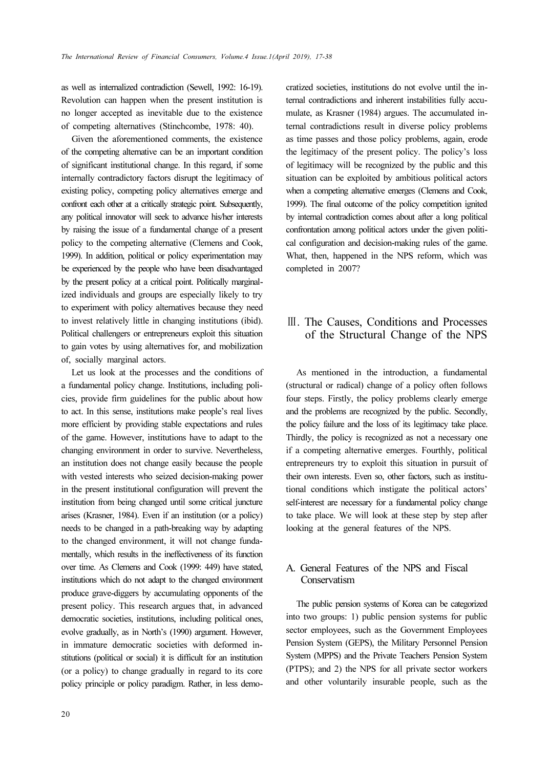as well as internalized contradiction (Sewell, 1992: 16-19). Revolution can happen when the present institution is no longer accepted as inevitable due to the existence of competing alternatives (Stinchcombe, 1978: 40).

Given the aforementioned comments, the existence of the competing alternative can be an important condition of significant institutional change. In this regard, if some internally contradictory factors disrupt the legitimacy of existing policy, competing policy alternatives emerge and confront each other at a critically strategic point. Subsequently, any political innovator will seek to advance his/her interests by raising the issue of a fundamental change of a present policy to the competing alternative (Clemens and Cook, 1999). In addition, political or policy experimentation may be experienced by the people who have been disadvantaged by the present policy at a critical point. Politically marginalized individuals and groups are especially likely to try to experiment with policy alternatives because they need to invest relatively little in changing institutions (ibid). Political challengers or entrepreneurs exploit this situation to gain votes by using alternatives for, and mobilization of, socially marginal actors.

Let us look at the processes and the conditions of a fundamental policy change. Institutions, including policies, provide firm guidelines for the public about how to act. In this sense, institutions make people's real lives more efficient by providing stable expectations and rules of the game. However, institutions have to adapt to the changing environment in order to survive. Nevertheless, an institution does not change easily because the people with vested interests who seized decision-making power in the present institutional configuration will prevent the institution from being changed until some critical juncture arises (Krasner, 1984). Even if an institution (or a policy) needs to be changed in a path-breaking way by adapting to the changed environment, it will not change fundamentally, which results in the ineffectiveness of its function over time. As Clemens and Cook (1999: 449) have stated, institutions which do not adapt to the changed environment produce grave-diggers by accumulating opponents of the present policy. This research argues that, in advanced democratic societies, institutions, including political ones, evolve gradually, as in North's (1990) argument. However, in immature democratic societies with deformed institutions (political or social) it is difficult for an institution (or a policy) to change gradually in regard to its core policy principle or policy paradigm. Rather, in less democratized societies, institutions do not evolve until the internal contradictions and inherent instabilities fully accumulate, as Krasner (1984) argues. The accumulated internal contradictions result in diverse policy problems as time passes and those policy problems, again, erode the legitimacy of the present policy. The policy's loss of legitimacy will be recognized by the public and this situation can be exploited by ambitious political actors when a competing alternative emerges (Clemens and Cook, 1999). The final outcome of the policy competition ignited by internal contradiction comes about after a long political confrontation among political actors under the given political configuration and decision-making rules of the game. What, then, happened in the NPS reform, which was completed in 2007?

## Ⅲ. The Causes, Conditions and Processes of the Structural Change of the NPS

As mentioned in the introduction, a fundamental (structural or radical) change of a policy often follows four steps. Firstly, the policy problems clearly emerge and the problems are recognized by the public. Secondly, the policy failure and the loss of its legitimacy take place. Thirdly, the policy is recognized as not a necessary one if a competing alternative emerges. Fourthly, political entrepreneurs try to exploit this situation in pursuit of their own interests. Even so, other factors, such as institutional conditions which instigate the political actors' self-interest are necessary for a fundamental policy change to take place. We will look at these step by step after looking at the general features of the NPS.

### A. General Features of the NPS and Fiscal Conservatism

The public pension systems of Korea can be categorized into two groups: 1) public pension systems for public sector employees, such as the Government Employees Pension System (GEPS), the Military Personnel Pension System (MPPS) and the Private Teachers Pension System (PTPS); and 2) the NPS for all private sector workers and other voluntarily insurable people, such as the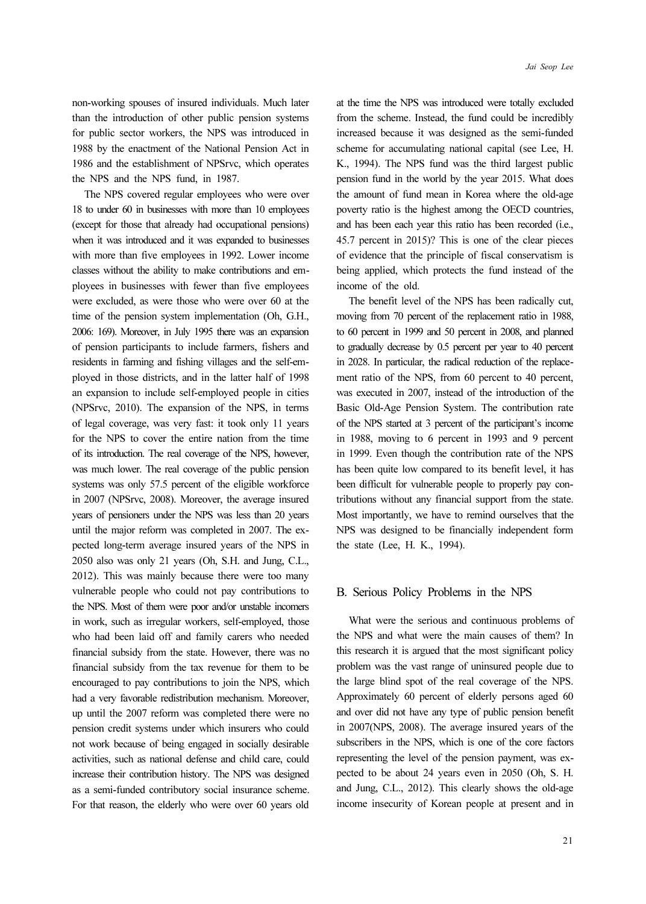non-working spouses of insured individuals. Much later than the introduction of other public pension systems for public sector workers, the NPS was introduced in 1988 by the enactment of the National Pension Act in 1986 and the establishment of NPSrvc, which operates the NPS and the NPS fund, in 1987.

The NPS covered regular employees who were over 18 to under 60 in businesses with more than 10 employees (except for those that already had occupational pensions) when it was introduced and it was expanded to businesses with more than five employees in 1992. Lower income classes without the ability to make contributions and employees in businesses with fewer than five employees were excluded, as were those who were over 60 at the time of the pension system implementation (Oh, G.H., 2006: 169). Moreover, in July 1995 there was an expansion of pension participants to include farmers, fishers and residents in farming and fishing villages and the self-employed in those districts, and in the latter half of 1998 an expansion to include self-employed people in cities (NPSrvc, 2010). The expansion of the NPS, in terms of legal coverage, was very fast: it took only 11 years for the NPS to cover the entire nation from the time of its introduction. The real coverage of the NPS, however, was much lower. The real coverage of the public pension systems was only 57.5 percent of the eligible workforce in 2007 (NPSrvc, 2008). Moreover, the average insured years of pensioners under the NPS was less than 20 years until the major reform was completed in 2007. The expected long-term average insured years of the NPS in 2050 also was only 21 years (Oh, S.H. and Jung, C.L., 2012). This was mainly because there were too many vulnerable people who could not pay contributions to the NPS. Most of them were poor and/or unstable incomers in work, such as irregular workers, self-employed, those who had been laid off and family carers who needed financial subsidy from the state. However, there was no financial subsidy from the tax revenue for them to be encouraged to pay contributions to join the NPS, which had a very favorable redistribution mechanism. Moreover, up until the 2007 reform was completed there were no pension credit systems under which insurers who could not work because of being engaged in socially desirable activities, such as national defense and child care, could increase their contribution history. The NPS was designed as a semi-funded contributory social insurance scheme. For that reason, the elderly who were over 60 years old at the time the NPS was introduced were totally excluded from the scheme. Instead, the fund could be incredibly increased because it was designed as the semi-funded scheme for accumulating national capital (see Lee, H. K., 1994). The NPS fund was the third largest public pension fund in the world by the year 2015. What does the amount of fund mean in Korea where the old-age poverty ratio is the highest among the OECD countries, and has been each year this ratio has been recorded (i.e., 45.7 percent in 2015)? This is one of the clear pieces of evidence that the principle of fiscal conservatism is being applied, which protects the fund instead of the income of the old.

The benefit level of the NPS has been radically cut, moving from 70 percent of the replacement ratio in 1988, to 60 percent in 1999 and 50 percent in 2008, and planned to gradually decrease by 0.5 percent per year to 40 percent in 2028. In particular, the radical reduction of the replacement ratio of the NPS, from 60 percent to 40 percent, was executed in 2007, instead of the introduction of the Basic Old-Age Pension System. The contribution rate of the NPS started at 3 percent of the participant's income in 1988, moving to 6 percent in 1993 and 9 percent in 1999. Even though the contribution rate of the NPS has been quite low compared to its benefit level, it has been difficult for vulnerable people to properly pay contributions without any financial support from the state. Most importantly, we have to remind ourselves that the NPS was designed to be financially independent form the state (Lee, H. K., 1994).

## B. Serious Policy Problems in the NPS

What were the serious and continuous problems of the NPS and what were the main causes of them? In this research it is argued that the most significant policy problem was the vast range of uninsured people due to the large blind spot of the real coverage of the NPS. Approximately 60 percent of elderly persons aged 60 and over did not have any type of public pension benefit in 2007(NPS, 2008). The average insured years of the subscribers in the NPS, which is one of the core factors representing the level of the pension payment, was expected to be about 24 years even in 2050 (Oh, S. H. and Jung, C.L., 2012). This clearly shows the old-age income insecurity of Korean people at present and in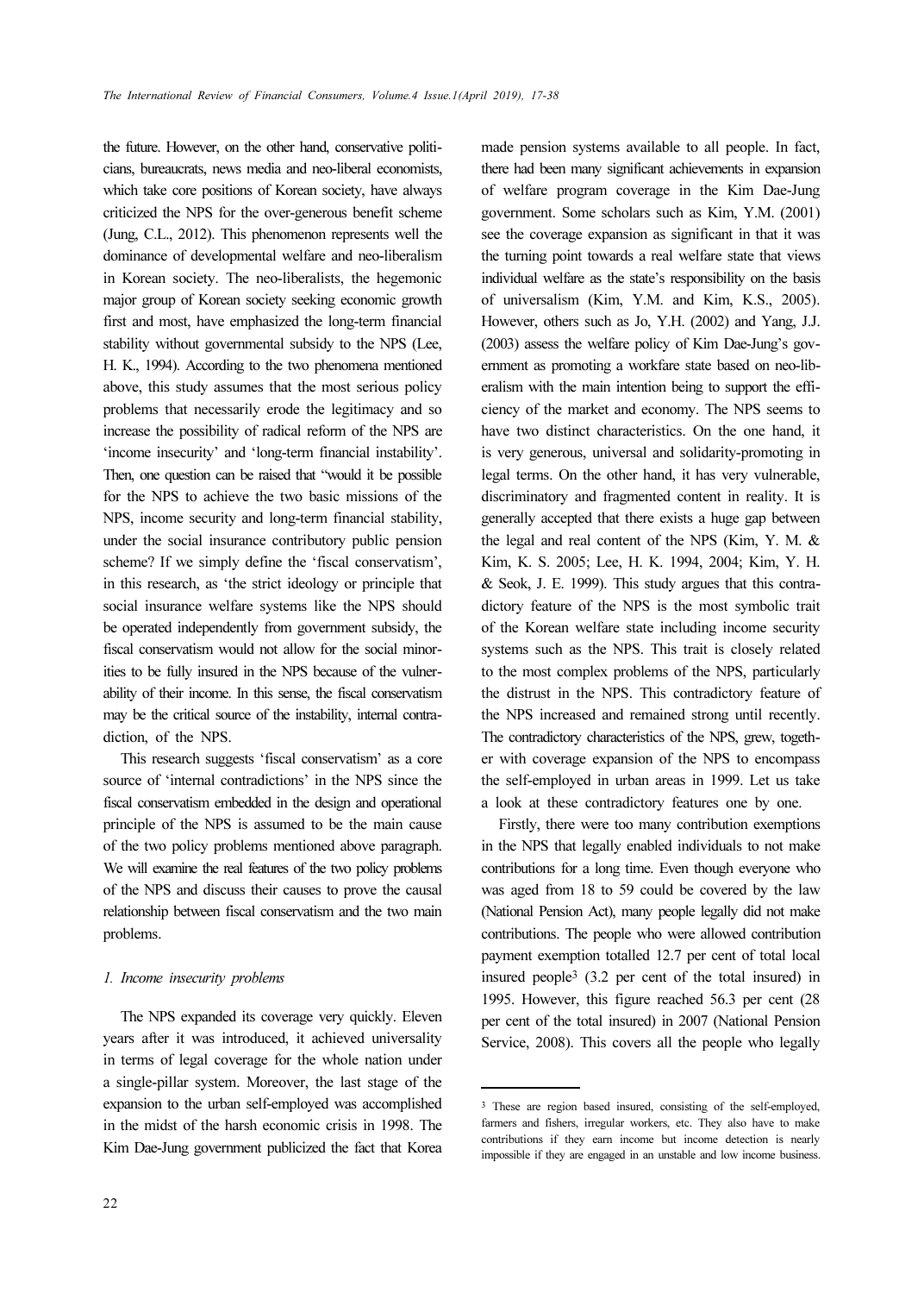the future. However, on the other hand, conservative politicians, bureaucrats, news media and neo-liberal economists, which take core positions of Korean society, have always criticized the NPS for the over-generous benefit scheme (Jung, C.L., 2012). This phenomenon represents well the dominance of developmental welfare and neo-liberalism in Korean society. The neo-liberalists, the hegemonic major group of Korean society seeking economic growth first and most, have emphasized the long-term financial stability without governmental subsidy to the NPS (Lee, H. K., 1994). According to the two phenomena mentioned above, this study assumes that the most serious policy problems that necessarily erode the legitimacy and so increase the possibility of radical reform of the NPS are 'income insecurity' and 'long-term financial instability'. Then, one question can be raised that "would it be possible for the NPS to achieve the two basic missions of the NPS, income security and long-term financial stability, under the social insurance contributory public pension scheme? If we simply define the 'fiscal conservatism', in this research, as 'the strict ideology or principle that social insurance welfare systems like the NPS should be operated independently from government subsidy, the fiscal conservatism would not allow for the social minorities to be fully insured in the NPS because of the vulnerability of their income. In this sense, the fiscal conservatism may be the critical source of the instability, internal contradiction, of the NPS.

This research suggests 'fiscal conservatism' as a core source of 'internal contradictions' in the NPS since the fiscal conservatism embedded in the design and operational principle of the NPS is assumed to be the main cause of the two policy problems mentioned above paragraph. We will examine the real features of the two policy problems of the NPS and discuss their causes to prove the causal relationship between fiscal conservatism and the two main problems.

### *1. Income insecurity problems*

The NPS expanded its coverage very quickly. Eleven years after it was introduced, it achieved universality in terms of legal coverage for the whole nation under a single-pillar system. Moreover, the last stage of the expansion to the urban self-employed was accomplished in the midst of the harsh economic crisis in 1998. The Kim Dae-Jung government publicized the fact that Korea made pension systems available to all people. In fact, there had been many significant achievements in expansion of welfare program coverage in the Kim Dae-Jung government. Some scholars such as Kim, Y.M. (2001) see the coverage expansion as significant in that it was the turning point towards a real welfare state that views individual welfare as the state's responsibility on the basis of universalism (Kim, Y.M. and Kim, K.S., 2005). However, others such as Jo, Y.H. (2002) and Yang, J.J. (2003) assess the welfare policy of Kim Dae-Jung's government as promoting a workfare state based on neo-liberalism with the main intention being to support the efficiency of the market and economy. The NPS seems to have two distinct characteristics. On the one hand, it is very generous, universal and solidarity-promoting in legal terms. On the other hand, it has very vulnerable, discriminatory and fragmented content in reality. It is generally accepted that there exists a huge gap between the legal and real content of the NPS (Kim, Y. M. & Kim, K. S. 2005; Lee, H. K. 1994, 2004; Kim, Y. H. & Seok, J. E. 1999). This study argues that this contradictory feature of the NPS is the most symbolic trait of the Korean welfare state including income security systems such as the NPS. This trait is closely related to the most complex problems of the NPS, particularly the distrust in the NPS. This contradictory feature of the NPS increased and remained strong until recently. The contradictory characteristics of the NPS, grew, together with coverage expansion of the NPS to encompass the self-employed in urban areas in 1999. Let us take a look at these contradictory features one by one.

Firstly, there were too many contribution exemptions in the NPS that legally enabled individuals to not make contributions for a long time. Even though everyone who was aged from 18 to 59 could be covered by the law (National Pension Act), many people legally did not make contributions. The people who were allowed contribution payment exemption totalled 12.7 per cent of total local insured people[3] (3.2 per cent of the total insured) in 1995. However, this figure reached 56.3 per cent (28 per cent of the total insured) in 2007 (National Pension Service, 2008). This covers all the people who legally

[3] These are region based insured, consisting of the self-employed, farmers and fishers, irregular workers, etc. They also have to make contributions if they earn income but income detection is nearly impossible if they are engaged in an unstable and low income business.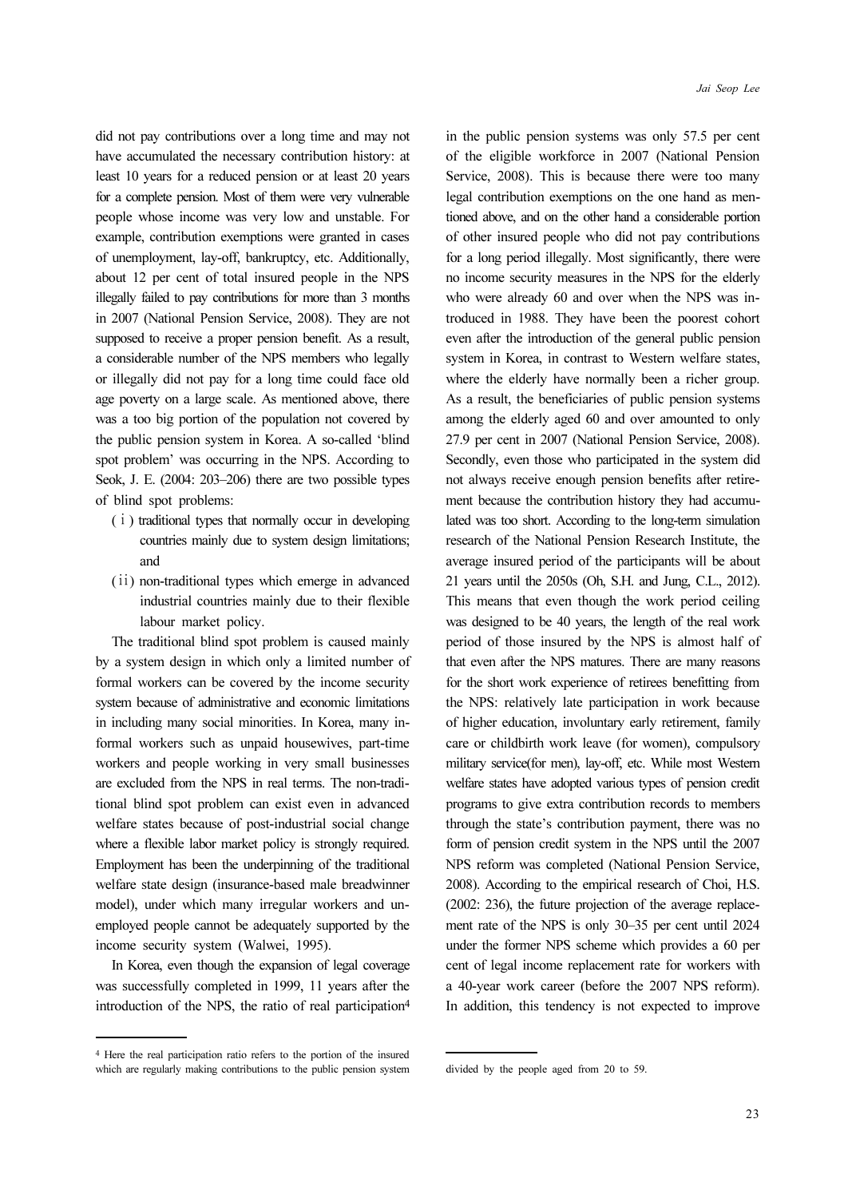did not pay contributions over a long time and may not have accumulated the necessary contribution history: at least 10 years for a reduced pension or at least 20 years for a complete pension. Most of them were very vulnerable people whose income was very low and unstable. For example, contribution exemptions were granted in cases of unemployment, lay-off, bankruptcy, etc. Additionally, about 12 per cent of total insured people in the NPS illegally failed to pay contributions for more than 3 months in 2007 (National Pension Service, 2008). They are not supposed to receive a proper pension benefit. As a result, a considerable number of the NPS members who legally or illegally did not pay for a long time could face old age poverty on a large scale. As mentioned above, there was a too big portion of the population not covered by the public pension system in Korea. A so-called 'blind spot problem' was occurring in the NPS. According to Seok, J. E. (2004: 203–206) there are two possible types of blind spot problems:

- (i) traditional types that normally occur in developing countries mainly due to system design limitations; and
- (ii) non-traditional types which emerge in advanced industrial countries mainly due to their flexible labour market policy.

The traditional blind spot problem is caused mainly by a system design in which only a limited number of formal workers can be covered by the income security system because of administrative and economic limitations in including many social minorities. In Korea, many informal workers such as unpaid housewives, part-time workers and people working in very small businesses are excluded from the NPS in real terms. The non-traditional blind spot problem can exist even in advanced welfare states because of post-industrial social change where a flexible labor market policy is strongly required. Employment has been the underpinning of the traditional welfare state design (insurance-based male breadwinner model), under which many irregular workers and unemployed people cannot be adequately supported by the income security system (Walwei, 1995).

In Korea, even though the expansion of legal coverage was successfully completed in 1999, 11 years after the introduction of the NPS, the ratio of real participation[4] in the public pension systems was only 57.5 per cent of the eligible workforce in 2007 (National Pension Service, 2008). This is because there were too many legal contribution exemptions on the one hand as mentioned above, and on the other hand a considerable portion of other insured people who did not pay contributions for a long period illegally. Most significantly, there were no income security measures in the NPS for the elderly who were already 60 and over when the NPS was introduced in 1988. They have been the poorest cohort even after the introduction of the general public pension system in Korea, in contrast to Western welfare states, where the elderly have normally been a richer group. As a result, the beneficiaries of public pension systems among the elderly aged 60 and over amounted to only 27.9 per cent in 2007 (National Pension Service, 2008). Secondly, even those who participated in the system did not always receive enough pension benefits after retirement because the contribution history they had accumulated was too short. According to the long-term simulation research of the National Pension Research Institute, the average insured period of the participants will be about 21 years until the 2050s (Oh, S.H. and Jung, C.L., 2012). This means that even though the work period ceiling was designed to be 40 years, the length of the real work period of those insured by the NPS is almost half of that even after the NPS matures. There are many reasons for the short work experience of retirees benefitting from the NPS: relatively late participation in work because of higher education, involuntary early retirement, family care or childbirth work leave (for women), compulsory military service(for men), lay-off, etc. While most Western welfare states have adopted various types of pension credit programs to give extra contribution records to members through the state's contribution payment, there was no form of pension credit system in the NPS until the 2007 NPS reform was completed (National Pension Service, 2008). According to the empirical research of Choi, H.S. (2002: 236), the future projection of the average replacement rate of the NPS is only 30–35 per cent until 2024 under the former NPS scheme which provides a 60 per cent of legal income replacement rate for workers with a 40-year work career (before the 2007 NPS reform). In addition, this tendency is not expected to improve

[4] Here the real participation ratio refers to the portion of the insured which are regularly making contributions to the public pension system divided by the people aged from 20 to 59.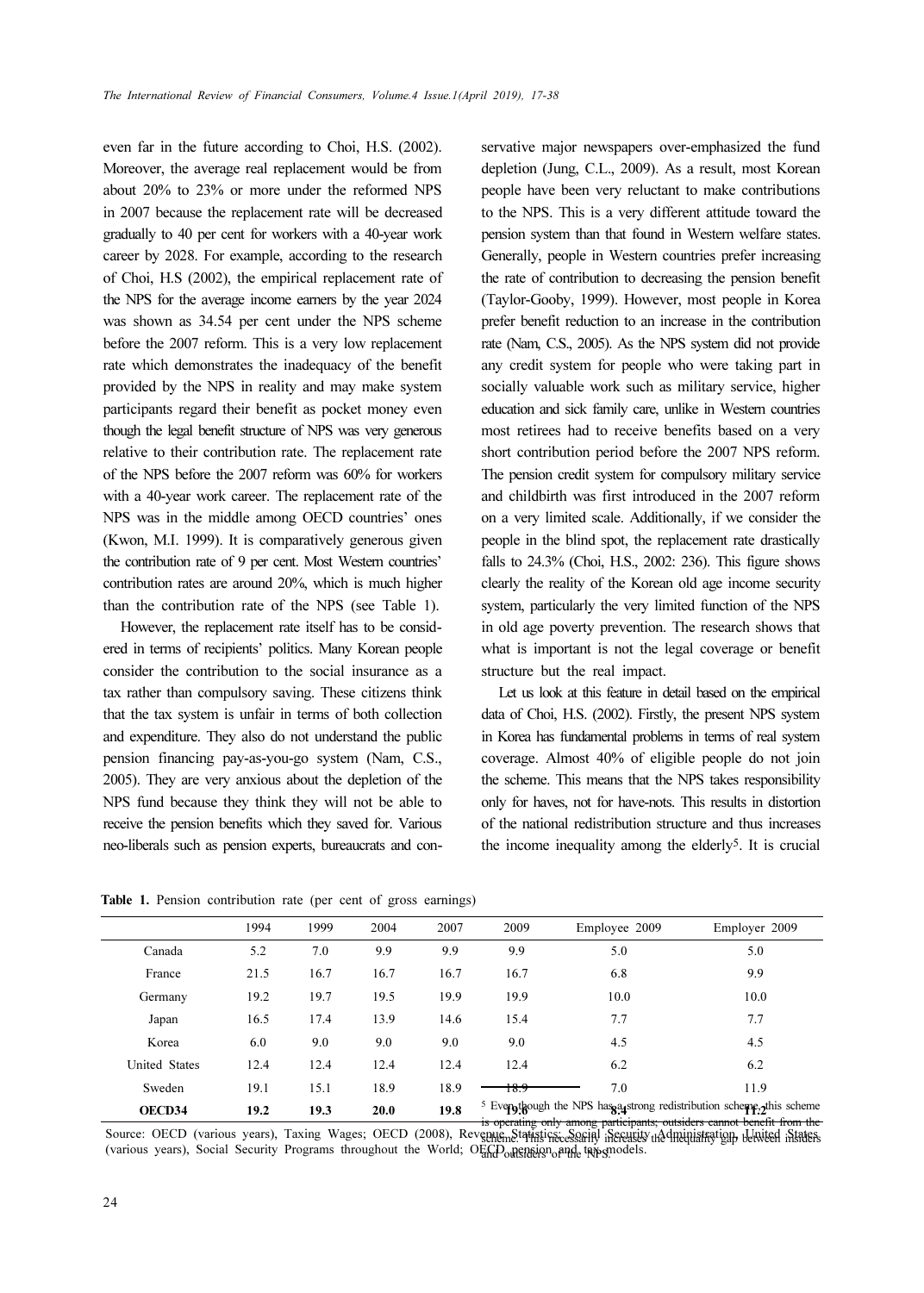even far in the future according to Choi, H.S. (2002). Moreover, the average real replacement would be from about 20% to 23% or more under the reformed NPS in 2007 because the replacement rate will be decreased gradually to 40 per cent for workers with a 40-year work career by 2028. For example, according to the research of Choi, H.S (2002), the empirical replacement rate of the NPS for the average income earners by the year 2024 was shown as 34.54 per cent under the NPS scheme before the 2007 reform. This is a very low replacement rate which demonstrates the inadequacy of the benefit provided by the NPS in reality and may make system participants regard their benefit as pocket money even though the legal benefit structure of NPS was very generous relative to their contribution rate. The replacement rate of the NPS before the 2007 reform was 60% for workers with a 40-year work career. The replacement rate of the NPS was in the middle among OECD countries' ones (Kwon, M.I. 1999). It is comparatively generous given the contribution rate of 9 per cent. Most Western countries' contribution rates are around 20%, which is much higher than the contribution rate of the NPS (see Table 1).

However, the replacement rate itself has to be considered in terms of recipients' politics. Many Korean people consider the contribution to the social insurance as a tax rather than compulsory saving. These citizens think that the tax system is unfair in terms of both collection and expenditure. They also do not understand the public pension financing pay-as-you-go system (Nam, C.S., 2005). They are very anxious about the depletion of the NPS fund because they think they will not be able to receive the pension benefits which they saved for. Various neo-liberals such as pension experts, bureaucrats and conservative major newspapers over-emphasized the fund depletion (Jung, C.L., 2009). As a result, most Korean people have been very reluctant to make contributions to the NPS. This is a very different attitude toward the pension system than that found in Western welfare states. Generally, people in Western countries prefer increasing the rate of contribution to decreasing the pension benefit (Taylor-Gooby, 1999). However, most people in Korea prefer benefit reduction to an increase in the contribution rate (Nam, C.S., 2005). As the NPS system did not provide any credit system for people who were taking part in socially valuable work such as military service, higher education and sick family care, unlike in Western countries most retirees had to receive benefits based on a very short contribution period before the 2007 NPS reform. The pension credit system for compulsory military service and childbirth was first introduced in the 2007 reform on a very limited scale. Additionally, if we consider the people in the blind spot, the replacement rate drastically falls to 24.3% (Choi, H.S., 2002: 236). This figure shows clearly the reality of the Korean old age income security system, particularly the very limited function of the NPS in old age poverty prevention. The research shows that what is important is not the legal coverage or benefit structure but the real impact.

Let us look at this feature in detail based on the empirical data of Choi, H.S. (2002). Firstly, the present NPS system in Korea has fundamental problems in terms of real system coverage. Almost 40% of eligible people do not join the scheme. This means that the NPS takes responsibility only for haves, not for have-nots. This results in distortion of the national redistribution structure and thus increases the income inequality among the elderly[5]. It is crucial

**Table 1.** Pension contribution rate (per cent of gross earnings)

| | 1994 | 1999 | 2004 | 2007 | 2009 | Employee 2009 | Employer 2009 |
|---|---|---|---|---|---|---|---|
| Canada | 5.2 | 7.0 | 9.9 | 9.9 | 9.9 | 5.0 | 5.0 |
| France | 21.5 | 16.7 | 16.7 | 16.7 | 16.7 | 6.8 | 9.9 |
| Germany | 19.2 | 19.7 | 19.5 | 19.9 | 19.9 | 10.0 | 10.0 |
| Japan | 16.5 | 17.4 | 13.9 | 14.6 | 15.4 | 7.7 | 7.7 |
| Korea | 6.0 | 9.0 | 9.0 | 9.0 | 9.0 | 4.5 | 4.5 |
| United States | 12.4 | 12.4 | 12.4 | 12.4 | 12.4 | 6.2 | 6.2 |
| Sweden | 19.1 | 15.1 | 18.9 | 18.9 | 18.9 | 7.0 | 11.9 |
| **OECD34** | **19.2** | **19.3** | **20.0** | **19.8** | **19.6** | **8.4** | **11.2** |

Source: OECD (various years), Taxing Wages; OECD (2008), Revenue Statistics; Social Security Administration, United States (various years), Social Security Programs throughout the World; OECD, pension and tax models.

[5] Even though the NPS has a strong redistribution scheme, this scheme is operating only among participants; outsiders cannot benefit from the scheme. This necessarily increases the inequality gap between insiders and outsiders of the NPS.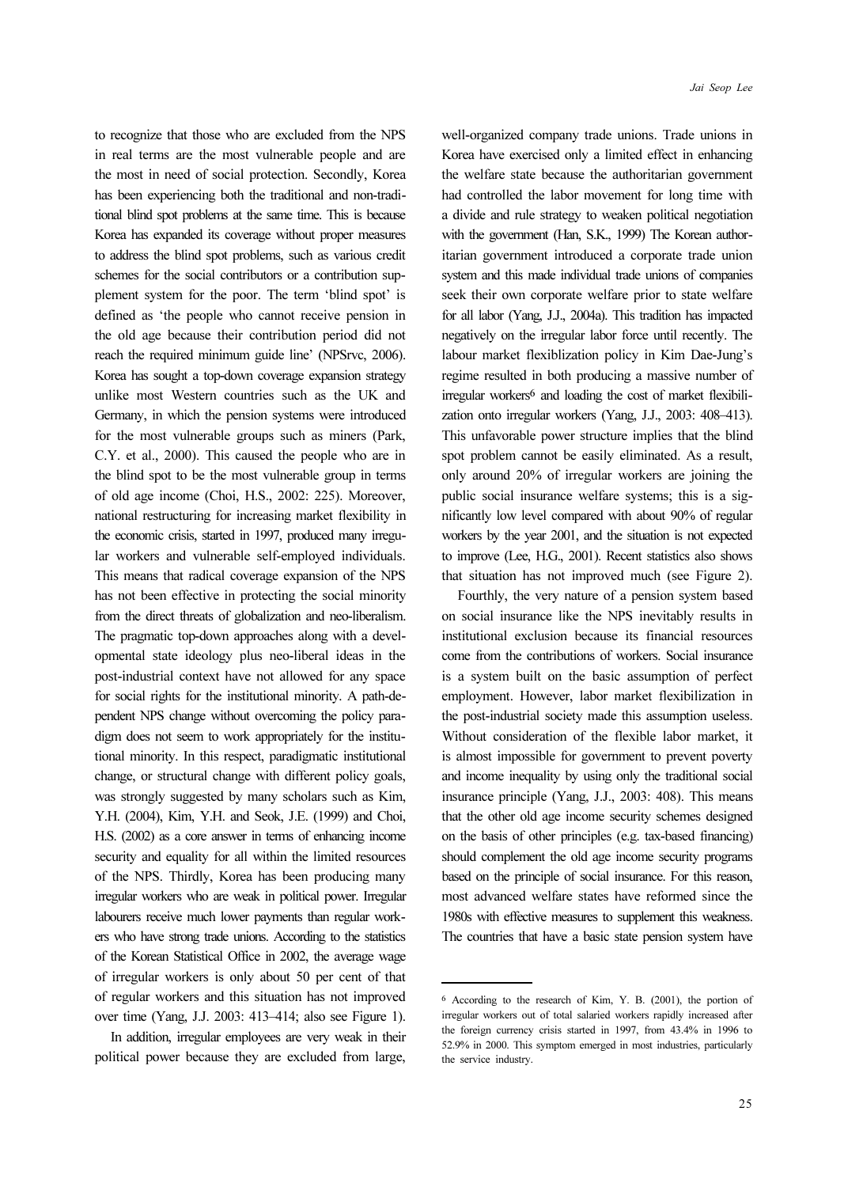to recognize that those who are excluded from the NPS in real terms are the most vulnerable people and are the most in need of social protection. Secondly, Korea has been experiencing both the traditional and non-traditional blind spot problems at the same time. This is because Korea has expanded its coverage without proper measures to address the blind spot problems, such as various credit schemes for the social contributors or a contribution supplement system for the poor. The term 'blind spot' is defined as 'the people who cannot receive pension in the old age because their contribution period did not reach the required minimum guide line' (NPSrvc, 2006). Korea has sought a top-down coverage expansion strategy unlike most Western countries such as the UK and Germany, in which the pension systems were introduced for the most vulnerable groups such as miners (Park, C.Y. et al., 2000). This caused the people who are in the blind spot to be the most vulnerable group in terms of old age income (Choi, H.S., 2002: 225). Moreover, national restructuring for increasing market flexibility in the economic crisis, started in 1997, produced many irregular workers and vulnerable self-employed individuals. This means that radical coverage expansion of the NPS has not been effective in protecting the social minority from the direct threats of globalization and neo-liberalism. The pragmatic top-down approaches along with a developmental state ideology plus neo-liberal ideas in the post-industrial context have not allowed for any space for social rights for the institutional minority. A path-dependent NPS change without overcoming the policy paradigm does not seem to work appropriately for the institutional minority. In this respect, paradigmatic institutional change, or structural change with different policy goals, was strongly suggested by many scholars such as Kim, Y.H. (2004), Kim, Y.H. and Seok, J.E. (1999) and Choi, H.S. (2002) as a core answer in terms of enhancing income security and equality for all within the limited resources of the NPS. Thirdly, Korea has been producing many irregular workers who are weak in political power. Irregular labourers receive much lower payments than regular workers who have strong trade unions. According to the statistics of the Korean Statistical Office in 2002, the average wage of irregular workers is only about 50 per cent of that of regular workers and this situation has not improved over time (Yang, J.J. 2003: 413–414; also see Figure 1).

In addition, irregular employees are very weak in their political power because they are excluded from large, well-organized company trade unions. Trade unions in Korea have exercised only a limited effect in enhancing the welfare state because the authoritarian government had controlled the labor movement for long time with a divide and rule strategy to weaken political negotiation with the government (Han, S.K., 1999) The Korean authoritarian government introduced a corporate trade union system and this made individual trade unions of companies seek their own corporate welfare prior to state welfare for all labor (Yang, J.J., 2004a). This tradition has impacted negatively on the irregular labor force until recently. The labour market flexiblization policy in Kim Dae-Jung's regime resulted in both producing a massive number of irregular workers[6] and loading the cost of market flexibilization onto irregular workers (Yang, J.J., 2003: 408–413). This unfavorable power structure implies that the blind spot problem cannot be easily eliminated. As a result, only around 20% of irregular workers are joining the public social insurance welfare systems; this is a significantly low level compared with about 90% of regular workers by the year 2001, and the situation is not expected to improve (Lee, H.G., 2001). Recent statistics also shows that situation has not improved much (see Figure 2).

Fourthly, the very nature of a pension system based on social insurance like the NPS inevitably results in institutional exclusion because its financial resources come from the contributions of workers. Social insurance is a system built on the basic assumption of perfect employment. However, labor market flexibilization in the post-industrial society made this assumption useless. Without consideration of the flexible labor market, it is almost impossible for government to prevent poverty and income inequality by using only the traditional social insurance principle (Yang, J.J., 2003: 408). This means that the other old age income security schemes designed on the basis of other principles (e.g. tax-based financing) should complement the old age income security programs based on the principle of social insurance. For this reason, most advanced welfare states have reformed since the 1980s with effective measures to supplement this weakness. The countries that have a basic state pension system have

[6] According to the research of Kim, Y. B. (2001), the portion of irregular workers out of total salaried workers rapidly increased after the foreign currency crisis started in 1997, from 43.4% in 1996 to 52.9% in 2000. This symptom emerged in most industries, particularly the service industry.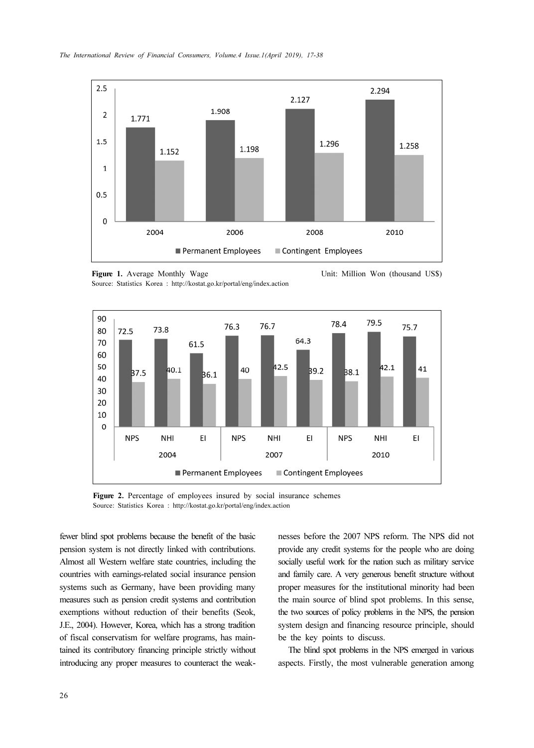| | 2004 | 2006 | 2008 | 2010 |
|---|---|---|---|---|
| Permanent Employees | 1.771 | 1.908 | 2.127 | 2.294 |
| Contingent Employees | 1.152 | 1.198 | 1.296 | 1.258 |

**Figure 1.** Average Monthly Wage Unit: Million Won (thousand US$)
Source: Statistics Korea : http://kostat.go.kr/portal/eng/index.action

| | 2004 NPS | 2004 NHI | 2004 EI | 2007 NPS | 2007 NHI | 2007 EI | 2010 NPS | 2010 NHI | 2010 EI |
|---|---|---|---|---|---|---|---|---|---|
| Permanent Employees | 72.5 | 73.8 | 61.5 | 76.3 | 76.7 | 64.3 | 78.4 | 79.5 | 75.7 |
| Contingent Employees | 37.5 | 40.1 | 36.1 | 40 | 42.5 | 39.2 | 38.1 | 42.1 | 41 |

**Figure 2.** Percentage of employees insured by social insurance schemes
Source: Statistics Korea : http://kostat.go.kr/portal/eng/index.action

fewer blind spot problems because the benefit of the basic pension system is not directly linked with contributions. Almost all Western welfare state countries, including the countries with earnings-related social insurance pension systems such as Germany, have been providing many measures such as pension credit systems and contribution exemptions without reduction of their benefits (Seok, J.E., 2004). However, Korea, which has a strong tradition of fiscal conservatism for welfare programs, has maintained its contributory financing principle strictly without introducing any proper measures to counteract the weaknesses before the 2007 NPS reform. The NPS did not provide any credit systems for the people who are doing socially useful work for the nation such as military service and family care. A very generous benefit structure without proper measures for the institutional minority had been the main source of blind spot problems. In this sense, the two sources of policy problems in the NPS, the pension system design and financing resource principle, should be the key points to discuss.

The blind spot problems in the NPS emerged in various aspects. Firstly, the most vulnerable generation among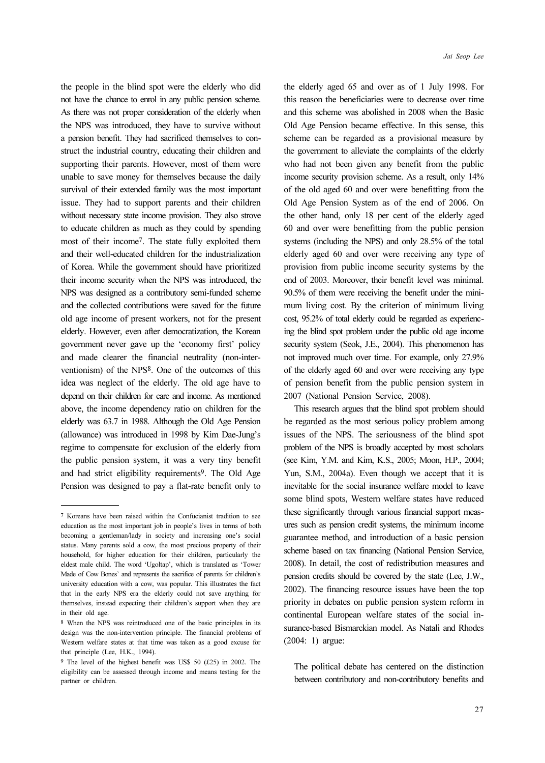the people in the blind spot were the elderly who did not have the chance to enrol in any public pension scheme. As there was not proper consideration of the elderly when the NPS was introduced, they have to survive without a pension benefit. They had sacrificed themselves to construct the industrial country, educating their children and supporting their parents. However, most of them were unable to save money for themselves because the daily survival of their extended family was the most important issue. They had to support parents and their children without necessary state income provision. They also strove to educate children as much as they could by spending most of their income[7]. The state fully exploited them and their well-educated children for the industrialization of Korea. While the government should have prioritized their income security when the NPS was introduced, the NPS was designed as a contributory semi-funded scheme and the collected contributions were saved for the future old age income of present workers, not for the present elderly. However, even after democratization, the Korean government never gave up the 'economy first' policy and made clearer the financial neutrality (non-interventionism) of the NPS[8]. One of the outcomes of this idea was neglect of the elderly. The old age have to depend on their children for care and income. As mentioned above, the income dependency ratio on children for the elderly was 63.7 in 1988. Although the Old Age Pension (allowance) was introduced in 1998 by Kim Dae-Jung's regime to compensate for exclusion of the elderly from the public pension system, it was a very tiny benefit and had strict eligibility requirements[9]. The Old Age Pension was designed to pay a flat-rate benefit only to the elderly aged 65 and over as of 1 July 1998. For this reason the beneficiaries were to decrease over time and this scheme was abolished in 2008 when the Basic Old Age Pension became effective. In this sense, this scheme can be regarded as a provisional measure by the government to alleviate the complaints of the elderly who had not been given any benefit from the public income security provision scheme. As a result, only 14% of the old aged 60 and over were benefitting from the Old Age Pension System as of the end of 2006. On the other hand, only 18 per cent of the elderly aged 60 and over were benefitting from the public pension systems (including the NPS) and only 28.5% of the total elderly aged 60 and over were receiving any type of provision from public income security systems by the end of 2003. Moreover, their benefit level was minimal. 90.5% of them were receiving the benefit under the minimum living cost. By the criterion of minimum living cost, 95.2% of total elderly could be regarded as experiencing the blind spot problem under the public old age income security system (Seok, J.E., 2004). This phenomenon has not improved much over time. For example, only 27.9% of the elderly aged 60 and over were receiving any type of pension benefit from the public pension system in 2007 (National Pension Service, 2008).

This research argues that the blind spot problem should be regarded as the most serious policy problem among issues of the NPS. The seriousness of the blind spot problem of the NPS is broadly accepted by most scholars (see Kim, Y.M. and Kim, K.S., 2005; Moon, H.P., 2004; Yun, S.M., 2004a). Even though we accept that it is inevitable for the social insurance welfare model to leave some blind spots, Western welfare states have reduced these significantly through various financial support measures such as pension credit systems, the minimum income guarantee method, and introduction of a basic pension scheme based on tax financing (National Pension Service, 2008). In detail, the cost of redistribution measures and pension credits should be covered by the state (Lee, J.W., 2002). The financing resource issues have been the top priority in debates on public pension system reform in continental European welfare states of the social insurance-based Bismarckian model. As Natali and Rhodes (2004: 1) argue:

> The political debate has centered on the distinction between contributory and non-contributory benefits and

---

[7] Koreans have been raised within the Confucianist tradition to see education as the most important job in people's lives in terms of both becoming a gentleman/lady in society and increasing one's social status. Many parents sold a cow, the most precious property of their household, for higher education for their children, particularly the eldest male child. The word 'Ugoltap', which is translated as 'Tower Made of Cow Bones' and represents the sacrifice of parents for children's university education with a cow, was popular. This illustrates the fact that in the early NPS era the elderly could not save anything for themselves, instead expecting their children's support when they are in their old age.

[8] When the NPS was reintroduced one of the basic principles in its design was the non-intervention principle. The financial problems of Western welfare states at that time was taken as a good excuse for that principle (Lee, H.K., 1994).

[9] The level of the highest benefit was US$ 50 (£25) in 2002. The eligibility can be assessed through income and means testing for the partner or children.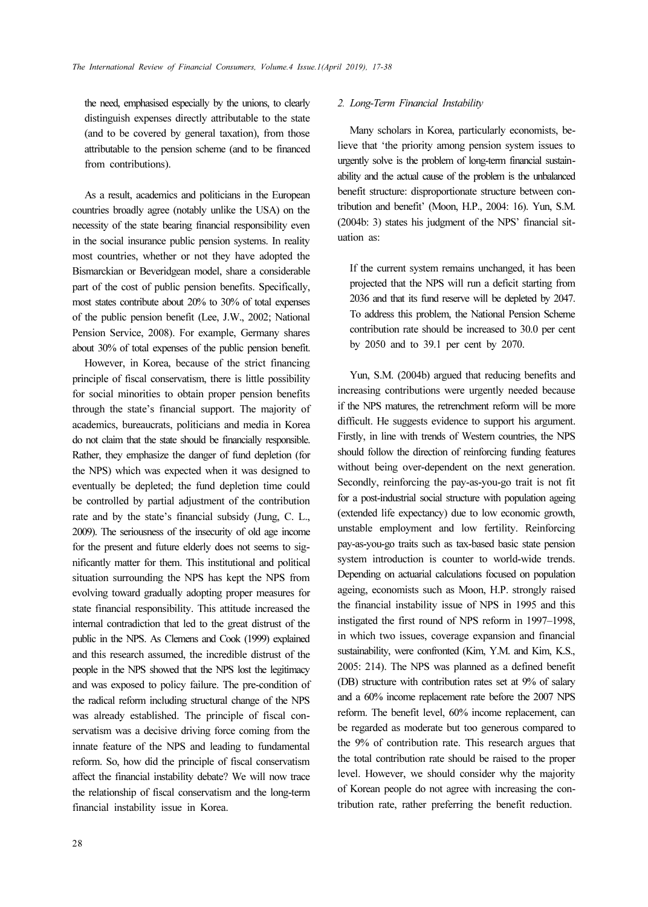the need, emphasised especially by the unions, to clearly distinguish expenses directly attributable to the state (and to be covered by general taxation), from those attributable to the pension scheme (and to be financed from contributions).

As a result, academics and politicians in the European countries broadly agree (notably unlike the USA) on the necessity of the state bearing financial responsibility even in the social insurance public pension systems. In reality most countries, whether or not they have adopted the Bismarckian or Beveridgean model, share a considerable part of the cost of public pension benefits. Specifically, most states contribute about 20% to 30% of total expenses of the public pension benefit (Lee, J.W., 2002; National Pension Service, 2008). For example, Germany shares about 30% of total expenses of the public pension benefit.

However, in Korea, because of the strict financing principle of fiscal conservatism, there is little possibility for social minorities to obtain proper pension benefits through the state's financial support. The majority of academics, bureaucrats, politicians and media in Korea do not claim that the state should be financially responsible. Rather, they emphasize the danger of fund depletion (for the NPS) which was expected when it was designed to eventually be depleted; the fund depletion time could be controlled by partial adjustment of the contribution rate and by the state's financial subsidy (Jung, C. L., 2009). The seriousness of the insecurity of old age income for the present and future elderly does not seems to significantly matter for them. This institutional and political situation surrounding the NPS has kept the NPS from evolving toward gradually adopting proper measures for state financial responsibility. This attitude increased the internal contradiction that led to the great distrust of the public in the NPS. As Clemens and Cook (1999) explained and this research assumed, the incredible distrust of the people in the NPS showed that the NPS lost the legitimacy and was exposed to policy failure. The pre-condition of the radical reform including structural change of the NPS was already established. The principle of fiscal conservatism was a decisive driving force coming from the innate feature of the NPS and leading to fundamental reform. So, how did the principle of fiscal conservatism affect the financial instability debate? We will now trace the relationship of fiscal conservatism and the long-term financial instability issue in Korea.

### *2. Long-Term Financial Instability*

Many scholars in Korea, particularly economists, believe that 'the priority among pension system issues to urgently solve is the problem of long-term financial sustainability and the actual cause of the problem is the unbalanced benefit structure: disproportionate structure between contribution and benefit' (Moon, H.P., 2004: 16). Yun, S.M. (2004b: 3) states his judgment of the NPS' financial situation as:

> If the current system remains unchanged, it has been projected that the NPS will run a deficit starting from 2036 and that its fund reserve will be depleted by 2047. To address this problem, the National Pension Scheme contribution rate should be increased to 30.0 per cent by 2050 and to 39.1 per cent by 2070.

Yun, S.M. (2004b) argued that reducing benefits and increasing contributions were urgently needed because if the NPS matures, the retrenchment reform will be more difficult. He suggests evidence to support his argument. Firstly, in line with trends of Western countries, the NPS should follow the direction of reinforcing funding features without being over-dependent on the next generation. Secondly, reinforcing the pay-as-you-go trait is not fit for a post-industrial social structure with population ageing (extended life expectancy) due to low economic growth, unstable employment and low fertility. Reinforcing pay-as-you-go traits such as tax-based basic state pension system introduction is counter to world-wide trends. Depending on actuarial calculations focused on population ageing, economists such as Moon, H.P. strongly raised the financial instability issue of NPS in 1995 and this instigated the first round of NPS reform in 1997–1998, in which two issues, coverage expansion and financial sustainability, were confronted (Kim, Y.M. and Kim, K.S., 2005: 214). The NPS was planned as a defined benefit (DB) structure with contribution rates set at 9% of salary and a 60% income replacement rate before the 2007 NPS reform. The benefit level, 60% income replacement, can be regarded as moderate but too generous compared to the 9% of contribution rate. This research argues that the total contribution rate should be raised to the proper level. However, we should consider why the majority of Korean people do not agree with increasing the contribution rate, rather preferring the benefit reduction.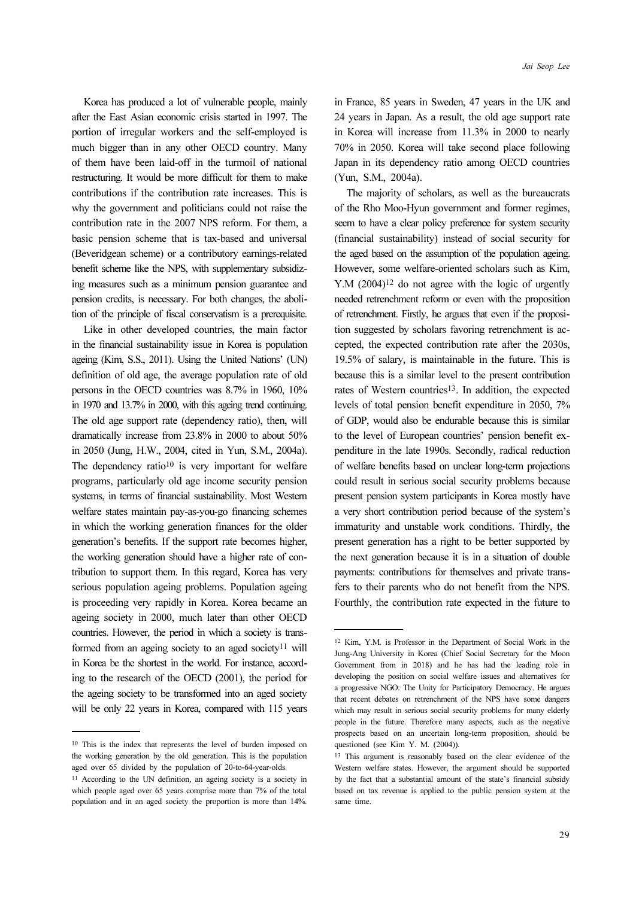Korea has produced a lot of vulnerable people, mainly after the East Asian economic crisis started in 1997. The portion of irregular workers and the self-employed is much bigger than in any other OECD country. Many of them have been laid-off in the turmoil of national restructuring. It would be more difficult for them to make contributions if the contribution rate increases. This is why the government and politicians could not raise the contribution rate in the 2007 NPS reform. For them, a basic pension scheme that is tax-based and universal (Beveridgean scheme) or a contributory earnings-related benefit scheme like the NPS, with supplementary subsidizing measures such as a minimum pension guarantee and pension credits, is necessary. For both changes, the abolition of the principle of fiscal conservatism is a prerequisite.

Like in other developed countries, the main factor in the financial sustainability issue in Korea is population ageing (Kim, S.S., 2011). Using the United Nations' (UN) definition of old age, the average population rate of old persons in the OECD countries was 8.7% in 1960, 10% in 1970 and 13.7% in 2000, with this ageing trend continuing. The old age support rate (dependency ratio), then, will dramatically increase from 23.8% in 2000 to about 50% in 2050 (Jung, H.W., 2004, cited in Yun, S.M., 2004a). The dependency ratio[10] is very important for welfare programs, particularly old age income security pension systems, in terms of financial sustainability. Most Western welfare states maintain pay-as-you-go financing schemes in which the working generation finances for the older generation's benefits. If the support rate becomes higher, the working generation should have a higher rate of contribution to support them. In this regard, Korea has very serious population ageing problems. Population ageing is proceeding very rapidly in Korea. Korea became an ageing society in 2000, much later than other OECD countries. However, the period in which a society is transformed from an ageing society to an aged society[11] will in Korea be the shortest in the world. For instance, according to the research of the OECD (2001), the period for the ageing society to be transformed into an aged society will be only 22 years in Korea, compared with 115 years in France, 85 years in Sweden, 47 years in the UK and 24 years in Japan. As a result, the old age support rate in Korea will increase from 11.3% in 2000 to nearly 70% in 2050. Korea will take second place following Japan in its dependency ratio among OECD countries (Yun, S.M., 2004a).

The majority of scholars, as well as the bureaucrats of the Rho Moo-Hyun government and former regimes, seem to have a clear policy preference for system security (financial sustainability) instead of social security for the aged based on the assumption of the population ageing. However, some welfare-oriented scholars such as Kim, Y.M (2004)[12] do not agree with the logic of urgently needed retrenchment reform or even with the proposition of retrenchment. Firstly, he argues that even if the proposition suggested by scholars favoring retrenchment is accepted, the expected contribution rate after the 2030s, 19.5% of salary, is maintainable in the future. This is because this is a similar level to the present contribution rates of Western countries[13]. In addition, the expected levels of total pension benefit expenditure in 2050, 7% of GDP, would also be endurable because this is similar to the level of European countries' pension benefit expenditure in the late 1990s. Secondly, radical reduction of welfare benefits based on unclear long-term projections could result in serious social security problems because present pension system participants in Korea mostly have a very short contribution period because of the system's immaturity and unstable work conditions. Thirdly, the present generation has a right to be better supported by the next generation because it is in a situation of double payments: contributions for themselves and private transfers to their parents who do not benefit from the NPS. Fourthly, the contribution rate expected in the future to

---

[10] This is the index that represents the level of burden imposed on the working generation by the old generation. This is the population aged over 65 divided by the population of 20-to-64-year-olds.

[11] According to the UN definition, an ageing society is a society in which people aged over 65 years comprise more than 7% of the total population and in an aged society the proportion is more than 14%.

[12] Kim, Y.M. is Professor in the Department of Social Work in the Jung-Ang University in Korea (Chief Social Secretary for the Moon Government from in 2018) and he has had the leading role in developing the position on social welfare issues and alternatives for a progressive NGO: The Unity for Participatory Democracy. He argues that recent debates on retrenchment of the NPS have some dangers which may result in serious social security problems for many elderly people in the future. Therefore many aspects, such as the negative prospects based on an uncertain long-term proposition, should be questioned (see Kim Y. M. (2004)).

[13] This argument is reasonably based on the clear evidence of the Western welfare states. However, the argument should be supported by the fact that a substantial amount of the state's financial subsidy based on tax revenue is applied to the public pension system at the same time.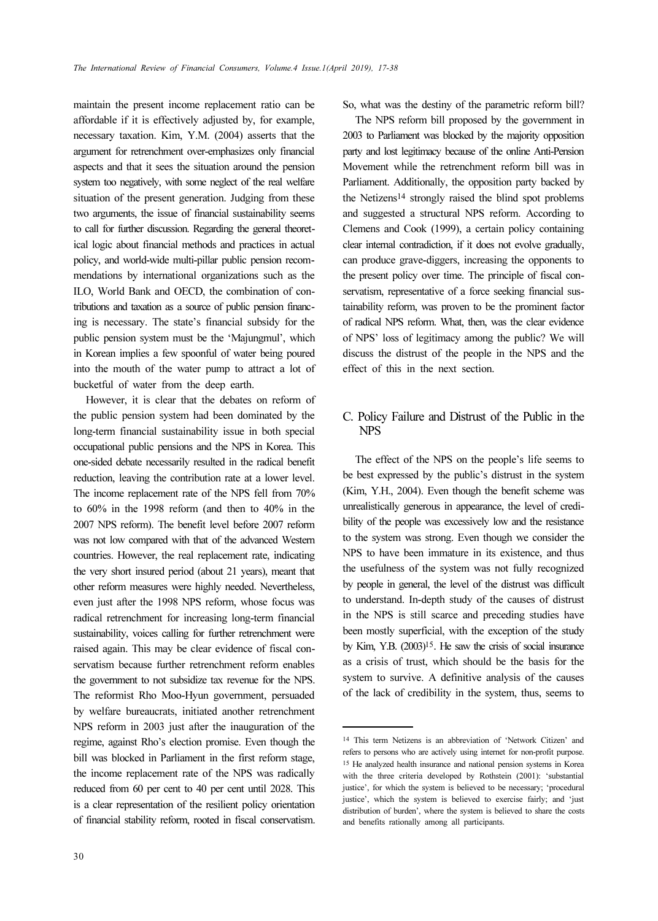maintain the present income replacement ratio can be affordable if it is effectively adjusted by, for example, necessary taxation. Kim, Y.M. (2004) asserts that the argument for retrenchment over-emphasizes only financial aspects and that it sees the situation around the pension system too negatively, with some neglect of the real welfare situation of the present generation. Judging from these two arguments, the issue of financial sustainability seems to call for further discussion. Regarding the general theoretical logic about financial methods and practices in actual policy, and world-wide multi-pillar public pension recommendations by international organizations such as the ILO, World Bank and OECD, the combination of contributions and taxation as a source of public pension financing is necessary. The state's financial subsidy for the public pension system must be the 'Majungmul', which in Korean implies a few spoonful of water being poured into the mouth of the water pump to attract a lot of bucketful of water from the deep earth.

However, it is clear that the debates on reform of the public pension system had been dominated by the long-term financial sustainability issue in both special occupational public pensions and the NPS in Korea. This one-sided debate necessarily resulted in the radical benefit reduction, leaving the contribution rate at a lower level. The income replacement rate of the NPS fell from 70% to 60% in the 1998 reform (and then to 40% in the 2007 NPS reform). The benefit level before 2007 reform was not low compared with that of the advanced Western countries. However, the real replacement rate, indicating the very short insured period (about 21 years), meant that other reform measures were highly needed. Nevertheless, even just after the 1998 NPS reform, whose focus was radical retrenchment for increasing long-term financial sustainability, voices calling for further retrenchment were raised again. This may be clear evidence of fiscal conservatism because further retrenchment reform enables the government to not subsidize tax revenue for the NPS. The reformist Rho Moo-Hyun government, persuaded by welfare bureaucrats, initiated another retrenchment NPS reform in 2003 just after the inauguration of the regime, against Rho's election promise. Even though the bill was blocked in Parliament in the first reform stage, the income replacement rate of the NPS was radically reduced from 60 per cent to 40 per cent until 2028. This is a clear representation of the resilient policy orientation of financial stability reform, rooted in fiscal conservatism.

So, what was the destiny of the parametric reform bill?

The NPS reform bill proposed by the government in 2003 to Parliament was blocked by the majority opposition party and lost legitimacy because of the online Anti-Pension Movement while the retrenchment reform bill was in Parliament. Additionally, the opposition party backed by the Netizens[14] strongly raised the blind spot problems and suggested a structural NPS reform. According to Clemens and Cook (1999), a certain policy containing clear internal contradiction, if it does not evolve gradually, can produce grave-diggers, increasing the opponents to the present policy over time. The principle of fiscal conservatism, representative of a force seeking financial sustainability reform, was proven to be the prominent factor of radical NPS reform. What, then, was the clear evidence of NPS' loss of legitimacy among the public? We will discuss the distrust of the people in the NPS and the effect of this in the next section.

## C. Policy Failure and Distrust of the Public in the NPS

The effect of the NPS on the people's life seems to be best expressed by the public's distrust in the system (Kim, Y.H., 2004). Even though the benefit scheme was unrealistically generous in appearance, the level of credibility of the people was excessively low and the resistance to the system was strong. Even though we consider the NPS to have been immature in its existence, and thus the usefulness of the system was not fully recognized by people in general, the level of the distrust was difficult to understand. In-depth study of the causes of distrust in the NPS is still scarce and preceding studies have been mostly superficial, with the exception of the study by Kim, Y.B. (2003)[15]. He saw the crisis of social insurance as a crisis of trust, which should be the basis for the system to survive. A definitive analysis of the causes of the lack of credibility in the system, thus, seems to

---

[14] This term Netizens is an abbreviation of 'Network Citizen' and refers to persons who are actively using internet for non-profit purpose.

[15] He analyzed health insurance and national pension systems in Korea with the three criteria developed by Rothstein (2001): 'substantial justice', for which the system is believed to be necessary; 'procedural justice', which the system is believed to exercise fairly; and 'just distribution of burden', where the system is believed to share the costs and benefits rationally among all participants.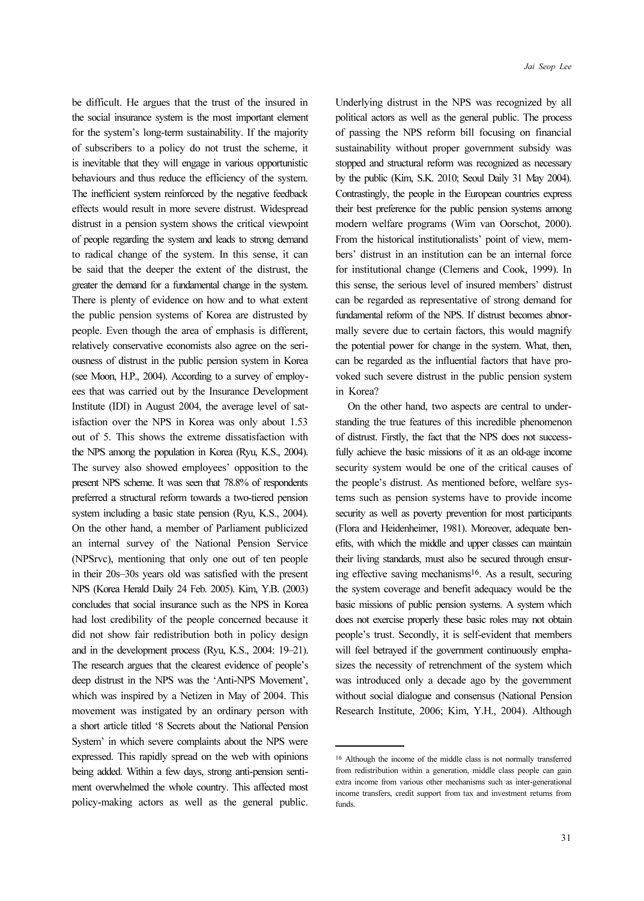be difficult. He argues that the trust of the insured in the social insurance system is the most important element for the system's long-term sustainability. If the majority of subscribers to a policy do not trust the scheme, it is inevitable that they will engage in various opportunistic behaviours and thus reduce the efficiency of the system. The inefficient system reinforced by the negative feedback effects would result in more severe distrust. Widespread distrust in a pension system shows the critical viewpoint of people regarding the system and leads to strong demand to radical change of the system. In this sense, it can be said that the deeper the extent of the distrust, the greater the demand for a fundamental change in the system. There is plenty of evidence on how and to what extent the public pension systems of Korea are distrusted by people. Even though the area of emphasis is different, relatively conservative economists also agree on the seriousness of distrust in the public pension system in Korea (see Moon, H.P., 2004). According to a survey of employees that was carried out by the Insurance Development Institute (IDI) in August 2004, the average level of satisfaction over the NPS in Korea was only about 1.53 out of 5. This shows the extreme dissatisfaction with the NPS among the population in Korea (Ryu, K.S., 2004). The survey also showed employees' opposition to the present NPS scheme. It was seen that 78.8% of respondents preferred a structural reform towards a two-tiered pension system including a basic state pension (Ryu, K.S., 2004). On the other hand, a member of Parliament publicized an internal survey of the National Pension Service (NPSrvc), mentioning that only one out of ten people in their 20s–30s years old was satisfied with the present NPS (Korea Herald Daily 24 Feb. 2005). Kim, Y.B. (2003) concludes that social insurance such as the NPS in Korea had lost credibility of the people concerned because it did not show fair redistribution both in policy design and in the development process (Ryu, K.S., 2004: 19–21). The research argues that the clearest evidence of people's deep distrust in the NPS was the 'Anti-NPS Movement', which was inspired by a Netizen in May of 2004. This movement was instigated by an ordinary person with a short article titled '8 Secrets about the National Pension System' in which severe complaints about the NPS were expressed. This rapidly spread on the web with opinions being added. Within a few days, strong anti-pension sentiment overwhelmed the whole country. This affected most policy-making actors as well as the general public. Underlying distrust in the NPS was recognized by all political actors as well as the general public. The process of passing the NPS reform bill focusing on financial sustainability without proper government subsidy was stopped and structural reform was recognized as necessary by the public (Kim, S.K. 2010; Seoul Daily 31 May 2004). Contrastingly, the people in the European countries express their best preference for the public pension systems among modern welfare programs (Wim van Oorschot, 2000). From the historical institutionalists' point of view, members' distrust in an institution can be an internal force for institutional change (Clemens and Cook, 1999). In this sense, the serious level of insured members' distrust can be regarded as representative of strong demand for fundamental reform of the NPS. If distrust becomes abnormally severe due to certain factors, this would magnify the potential power for change in the system. What, then, can be regarded as the influential factors that have provoked such severe distrust in the public pension system in Korea?

On the other hand, two aspects are central to understanding the true features of this incredible phenomenon of distrust. Firstly, the fact that the NPS does not successfully achieve the basic missions of it as an old-age income security system would be one of the critical causes of the people's distrust. As mentioned before, welfare systems such as pension systems have to provide income security as well as poverty prevention for most participants (Flora and Heidenheimer, 1981). Moreover, adequate benefits, with which the middle and upper classes can maintain their living standards, must also be secured through ensuring effective saving mechanisms[16]. As a result, securing the system coverage and benefit adequacy would be the basic missions of public pension systems. A system which does not exercise properly these basic roles may not obtain people's trust. Secondly, it is self-evident that members will feel betrayed if the government continuously emphasizes the necessity of retrenchment of the system which was introduced only a decade ago by the government without social dialogue and consensus (National Pension Research Institute, 2006; Kim, Y.H., 2004). Although

---

[16] Although the income of the middle class is not normally transferred from redistribution within a generation, middle class people can gain extra income from various other mechanisms such as inter-generational income transfers, credit support from tax and investment returns from funds.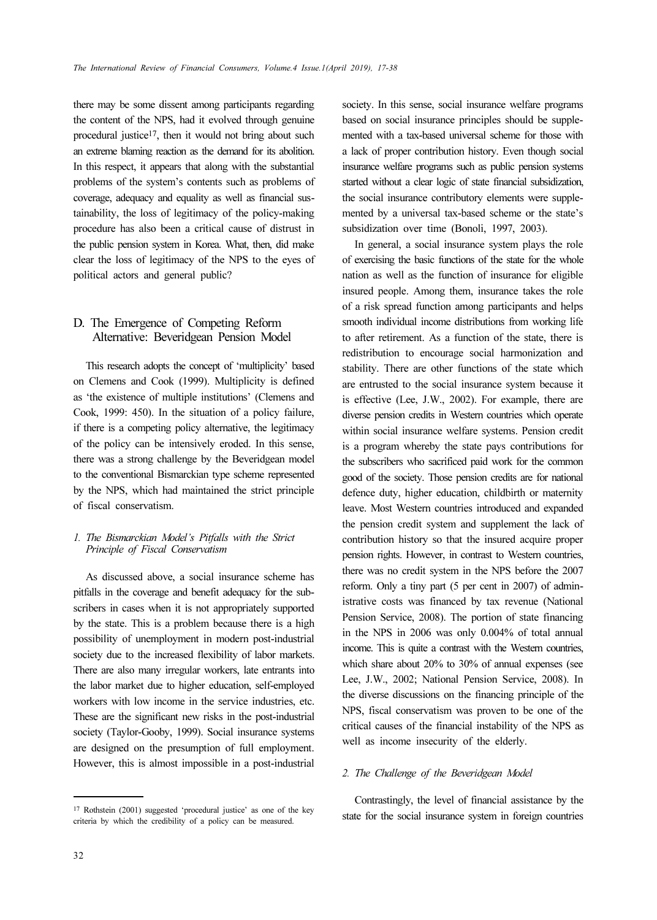there may be some dissent among participants regarding the content of the NPS, had it evolved through genuine procedural justice[17], then it would not bring about such an extreme blaming reaction as the demand for its abolition. In this respect, it appears that along with the substantial problems of the system's contents such as problems of coverage, adequacy and equality as well as financial sustainability, the loss of legitimacy of the policy-making procedure has also been a critical cause of distrust in the public pension system in Korea. What, then, did make clear the loss of legitimacy of the NPS to the eyes of political actors and general public?

## D. The Emergence of Competing Reform Alternative: Beveridgean Pension Model

This research adopts the concept of 'multiplicity' based on Clemens and Cook (1999). Multiplicity is defined as 'the existence of multiple institutions' (Clemens and Cook, 1999: 450). In the situation of a policy failure, if there is a competing policy alternative, the legitimacy of the policy can be intensively eroded. In this sense, there was a strong challenge by the Beveridgean model to the conventional Bismarckian type scheme represented by the NPS, which had maintained the strict principle of fiscal conservatism.

### *1. The Bismarckian Model's Pitfalls with the Strict Principle of Fiscal Conservatism*

As discussed above, a social insurance scheme has pitfalls in the coverage and benefit adequacy for the subscribers in cases when it is not appropriately supported by the state. This is a problem because there is a high possibility of unemployment in modern post-industrial society due to the increased flexibility of labor markets. There are also many irregular workers, late entrants into the labor market due to higher education, self-employed workers with low income in the service industries, etc. These are the significant new risks in the post-industrial society (Taylor-Gooby, 1999). Social insurance systems are designed on the presumption of full employment. However, this is almost impossible in a post-industrial society. In this sense, social insurance welfare programs based on social insurance principles should be supplemented with a tax-based universal scheme for those with a lack of proper contribution history. Even though social insurance welfare programs such as public pension systems started without a clear logic of state financial subsidization, the social insurance contributory elements were supplemented by a universal tax-based scheme or the state's subsidization over time (Bonoli, 1997, 2003).

In general, a social insurance system plays the role of exercising the basic functions of the state for the whole nation as well as the function of insurance for eligible insured people. Among them, insurance takes the role of a risk spread function among participants and helps smooth individual income distributions from working life to after retirement. As a function of the state, there is redistribution to encourage social harmonization and stability. There are other functions of the state which are entrusted to the social insurance system because it is effective (Lee, J.W., 2002). For example, there are diverse pension credits in Western countries which operate within social insurance welfare systems. Pension credit is a program whereby the state pays contributions for the subscribers who sacrificed paid work for the common good of the society. Those pension credits are for national defence duty, higher education, childbirth or maternity leave. Most Western countries introduced and expanded the pension credit system and supplement the lack of contribution history so that the insured acquire proper pension rights. However, in contrast to Western countries, there was no credit system in the NPS before the 2007 reform. Only a tiny part (5 per cent in 2007) of administrative costs was financed by tax revenue (National Pension Service, 2008). The portion of state financing in the NPS in 2006 was only 0.004% of total annual income. This is quite a contrast with the Western countries, which share about 20% to 30% of annual expenses (see Lee, J.W., 2002; National Pension Service, 2008). In the diverse discussions on the financing principle of the NPS, fiscal conservatism was proven to be one of the critical causes of the financial instability of the NPS as well as income insecurity of the elderly.

### *2. The Challenge of the Beveridgean Model*

Contrastingly, the level of financial assistance by the state for the social insurance system in foreign countries

---

[17] Rothstein (2001) suggested 'procedural justice' as one of the key criteria by which the credibility of a policy can be measured.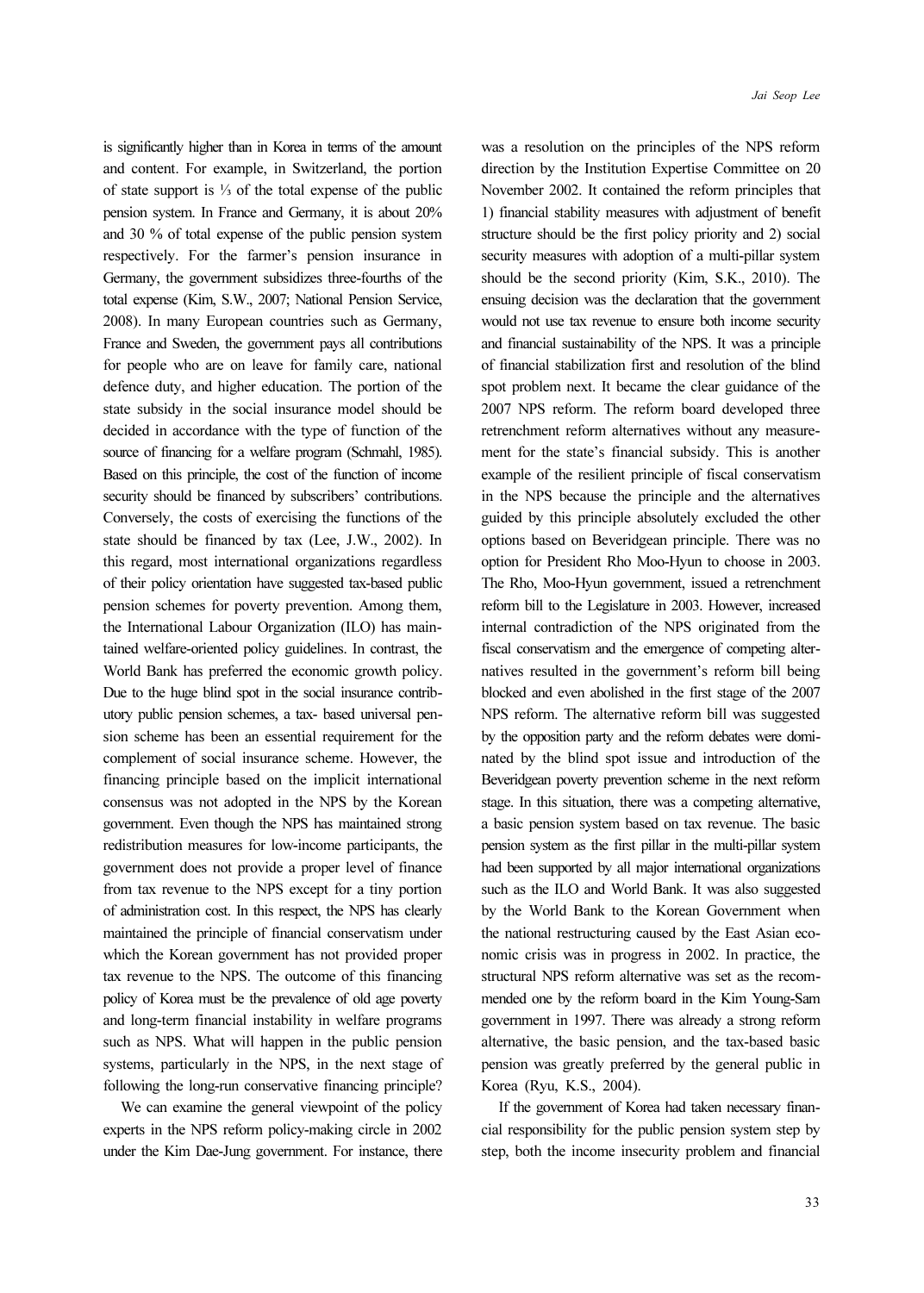is significantly higher than in Korea in terms of the amount and content. For example, in Switzerland, the portion of state support is ⅓ of the total expense of the public pension system. In France and Germany, it is about 20% and 30 % of total expense of the public pension system respectively. For the farmer's pension insurance in Germany, the government subsidizes three-fourths of the total expense (Kim, S.W., 2007; National Pension Service, 2008). In many European countries such as Germany, France and Sweden, the government pays all contributions for people who are on leave for family care, national defence duty, and higher education. The portion of the state subsidy in the social insurance model should be decided in accordance with the type of function of the source of financing for a welfare program (Schmahl, 1985). Based on this principle, the cost of the function of income security should be financed by subscribers' contributions. Conversely, the costs of exercising the functions of the state should be financed by tax (Lee, J.W., 2002). In this regard, most international organizations regardless of their policy orientation have suggested tax-based public pension schemes for poverty prevention. Among them, the International Labour Organization (ILO) has maintained welfare-oriented policy guidelines. In contrast, the World Bank has preferred the economic growth policy. Due to the huge blind spot in the social insurance contributory public pension schemes, a tax- based universal pension scheme has been an essential requirement for the complement of social insurance scheme. However, the financing principle based on the implicit international consensus was not adopted in the NPS by the Korean government. Even though the NPS has maintained strong redistribution measures for low-income participants, the government does not provide a proper level of finance from tax revenue to the NPS except for a tiny portion of administration cost. In this respect, the NPS has clearly maintained the principle of financial conservatism under which the Korean government has not provided proper tax revenue to the NPS. The outcome of this financing policy of Korea must be the prevalence of old age poverty and long-term financial instability in welfare programs such as NPS. What will happen in the public pension systems, particularly in the NPS, in the next stage of following the long-run conservative financing principle?

We can examine the general viewpoint of the policy experts in the NPS reform policy-making circle in 2002 under the Kim Dae-Jung government. For instance, there was a resolution on the principles of the NPS reform direction by the Institution Expertise Committee on 20 November 2002. It contained the reform principles that 1) financial stability measures with adjustment of benefit structure should be the first policy priority and 2) social security measures with adoption of a multi-pillar system should be the second priority (Kim, S.K., 2010). The ensuing decision was the declaration that the government would not use tax revenue to ensure both income security and financial sustainability of the NPS. It was a principle of financial stabilization first and resolution of the blind spot problem next. It became the clear guidance of the 2007 NPS reform. The reform board developed three retrenchment reform alternatives without any measurement for the state's financial subsidy. This is another example of the resilient principle of fiscal conservatism in the NPS because the principle and the alternatives guided by this principle absolutely excluded the other options based on Beveridgean principle. There was no option for President Rho Moo-Hyun to choose in 2003. The Rho, Moo-Hyun government, issued a retrenchment reform bill to the Legislature in 2003. However, increased internal contradiction of the NPS originated from the fiscal conservatism and the emergence of competing alternatives resulted in the government's reform bill being blocked and even abolished in the first stage of the 2007 NPS reform. The alternative reform bill was suggested by the opposition party and the reform debates were dominated by the blind spot issue and introduction of the Beveridgean poverty prevention scheme in the next reform stage. In this situation, there was a competing alternative, a basic pension system based on tax revenue. The basic pension system as the first pillar in the multi-pillar system had been supported by all major international organizations such as the ILO and World Bank. It was also suggested by the World Bank to the Korean Government when the national restructuring caused by the East Asian economic crisis was in progress in 2002. In practice, the structural NPS reform alternative was set as the recommended one by the reform board in the Kim Young-Sam government in 1997. There was already a strong reform alternative, the basic pension, and the tax-based basic pension was greatly preferred by the general public in Korea (Ryu, K.S., 2004).

If the government of Korea had taken necessary financial responsibility for the public pension system step by step, both the income insecurity problem and financial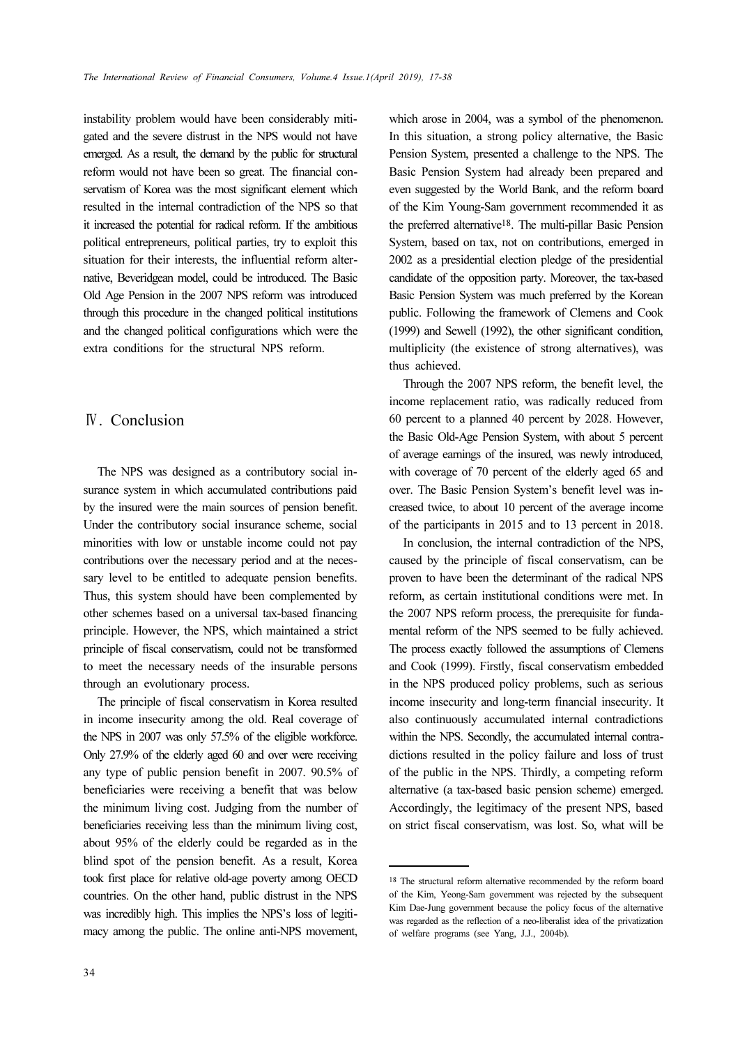instability problem would have been considerably mitigated and the severe distrust in the NPS would not have emerged. As a result, the demand by the public for structural reform would not have been so great. The financial conservatism of Korea was the most significant element which resulted in the internal contradiction of the NPS so that it increased the potential for radical reform. If the ambitious political entrepreneurs, political parties, try to exploit this situation for their interests, the influential reform alternative, Beveridgean model, could be introduced. The Basic Old Age Pension in the 2007 NPS reform was introduced through this procedure in the changed political institutions and the changed political configurations which were the extra conditions for the structural NPS reform.

## Ⅳ. Conclusion

The NPS was designed as a contributory social insurance system in which accumulated contributions paid by the insured were the main sources of pension benefit. Under the contributory social insurance scheme, social minorities with low or unstable income could not pay contributions over the necessary period and at the necessary level to be entitled to adequate pension benefits. Thus, this system should have been complemented by other schemes based on a universal tax-based financing principle. However, the NPS, which maintained a strict principle of fiscal conservatism, could not be transformed to meet the necessary needs of the insurable persons through an evolutionary process.

The principle of fiscal conservatism in Korea resulted in income insecurity among the old. Real coverage of the NPS in 2007 was only 57.5% of the eligible workforce. Only 27.9% of the elderly aged 60 and over were receiving any type of public pension benefit in 2007. 90.5% of beneficiaries were receiving a benefit that was below the minimum living cost. Judging from the number of beneficiaries receiving less than the minimum living cost, about 95% of the elderly could be regarded as in the blind spot of the pension benefit. As a result, Korea took first place for relative old-age poverty among OECD countries. On the other hand, public distrust in the NPS was incredibly high. This implies the NPS's loss of legitimacy among the public. The online anti-NPS movement, which arose in 2004, was a symbol of the phenomenon. In this situation, a strong policy alternative, the Basic Pension System, presented a challenge to the NPS. The Basic Pension System had already been prepared and even suggested by the World Bank, and the reform board of the Kim Young-Sam government recommended it as the preferred alternative[18]. The multi-pillar Basic Pension System, based on tax, not on contributions, emerged in 2002 as a presidential election pledge of the presidential candidate of the opposition party. Moreover, the tax-based Basic Pension System was much preferred by the Korean public. Following the framework of Clemens and Cook (1999) and Sewell (1992), the other significant condition, multiplicity (the existence of strong alternatives), was thus achieved.

Through the 2007 NPS reform, the benefit level, the income replacement ratio, was radically reduced from 60 percent to a planned 40 percent by 2028. However, the Basic Old-Age Pension System, with about 5 percent of average earnings of the insured, was newly introduced, with coverage of 70 percent of the elderly aged 65 and over. The Basic Pension System's benefit level was increased twice, to about 10 percent of the average income of the participants in 2015 and to 13 percent in 2018.

In conclusion, the internal contradiction of the NPS, caused by the principle of fiscal conservatism, can be proven to have been the determinant of the radical NPS reform, as certain institutional conditions were met. In the 2007 NPS reform process, the prerequisite for fundamental reform of the NPS seemed to be fully achieved. The process exactly followed the assumptions of Clemens and Cook (1999). Firstly, fiscal conservatism embedded in the NPS produced policy problems, such as serious income insecurity and long-term financial insecurity. It also continuously accumulated internal contradictions within the NPS. Secondly, the accumulated internal contradictions resulted in the policy failure and loss of trust of the public in the NPS. Thirdly, a competing reform alternative (a tax-based basic pension scheme) emerged. Accordingly, the legitimacy of the present NPS, based on strict fiscal conservatism, was lost. So, what will be

[18] The structural reform alternative recommended by the reform board of the Kim, Yeong-Sam government was rejected by the subsequent Kim Dae-Jung government because the policy focus of the alternative was regarded as the reflection of a neo-liberalist idea of the privatization of welfare programs (see Yang, J.J., 2004b).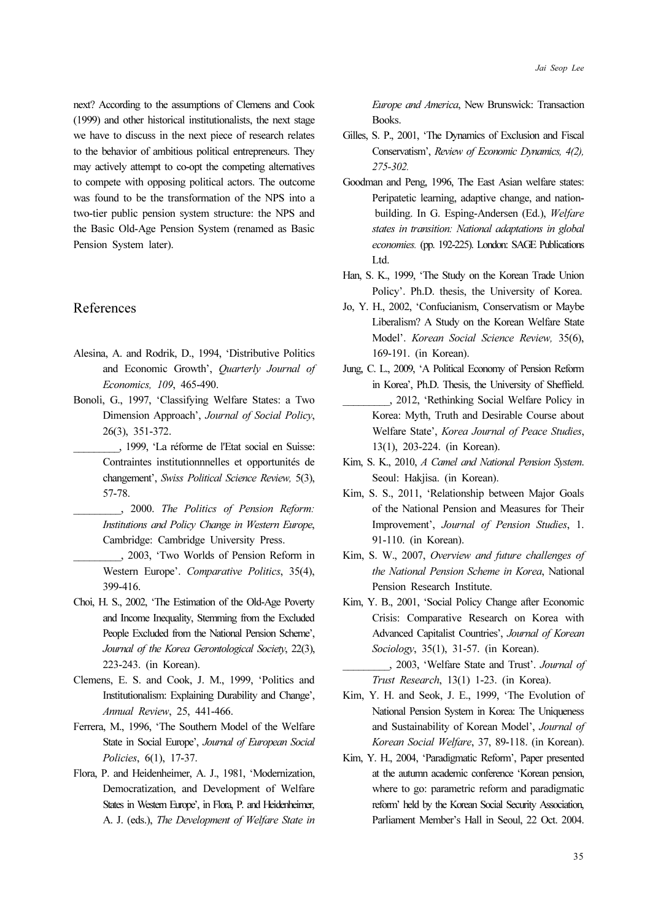next? According to the assumptions of Clemens and Cook (1999) and other historical institutionalists, the next stage we have to discuss in the next piece of research relates to the behavior of ambitious political entrepreneurs. They may actively attempt to co-opt the competing alternatives to compete with opposing political actors. The outcome was found to be the transformation of the NPS into a two-tier public pension system structure: the NPS and the Basic Old-Age Pension System (renamed as Basic Pension System later).

## References

Alesina, A. and Rodrik, D., 1994, 'Distributive Politics and Economic Growth', *Quarterly Journal of Economics, 109*, 465-490.

Bonoli, G., 1997, 'Classifying Welfare States: a Two Dimension Approach', *Journal of Social Policy*, 26(3), 351-372.

_________, 1999, 'La réforme de l'Etat social en Suisse: Contraintes institutionnnelles et opportunités de changement', *Swiss Political Science Review,* 5(3), 57-78.

_________, 2000. *The Politics of Pension Reform: Institutions and Policy Change in Western Europe*, Cambridge: Cambridge University Press.

_________, 2003, 'Two Worlds of Pension Reform in Western Europe'. *Comparative Politics*, 35(4), 399-416.

Choi, H. S., 2002, 'The Estimation of the Old-Age Poverty and Income Inequality, Stemming from the Excluded People Excluded from the National Pension Scheme', *Journal of the Korea Gerontological Society*, 22(3), 223-243. (in Korean).

Clemens, E. S. and Cook, J. M., 1999, 'Politics and Institutionalism: Explaining Durability and Change', *Annual Review*, 25, 441-466.

Ferrera, M., 1996, 'The Southern Model of the Welfare State in Social Europe', *Journal of European Social Policies*, 6(1), 17-37.

Flora, P. and Heidenheimer, A. J., 1981, 'Modernization, Democratization, and Development of Welfare States in Western Europe', in Flora, P. and Heidenheimer, A. J. (eds.), *The Development of Welfare State in Europe and America*, New Brunswick: Transaction Books.

Gilles, S. P., 2001, 'The Dynamics of Exclusion and Fiscal Conservatism', *Review of Economic Dynamics, 4(2), 275-302.*

Goodman and Peng, 1996, The East Asian welfare states: Peripatetic learning, adaptive change, and nation-building. In G. Esping-Andersen (Ed.), *Welfare states in transition: National adaptations in global economies.* (pp. 192-225). London: SAGE Publications Ltd.

Han, S. K., 1999, 'The Study on the Korean Trade Union Policy'. Ph.D. thesis, the University of Korea.

Jo, Y. H., 2002, 'Confucianism, Conservatism or Maybe Liberalism? A Study on the Korean Welfare State Model'. *Korean Social Science Review,* 35(6), 169-191. (in Korean).

Jung, C. L., 2009, 'A Political Economy of Pension Reform in Korea', Ph.D. Thesis, the University of Sheffield.

_________, 2012, 'Rethinking Social Welfare Policy in Korea: Myth, Truth and Desirable Course about Welfare State', *Korea Journal of Peace Studies*, 13(1), 203-224. (in Korean).

Kim, S. K., 2010, *A Camel and National Pension System*. Seoul: Hakjisa. (in Korean).

Kim, S. S., 2011, 'Relationship between Major Goals of the National Pension and Measures for Their Improvement', *Journal of Pension Studies*, 1. 91-110. (in Korean).

Kim, S. W., 2007, *Overview and future challenges of the National Pension Scheme in Korea*, National Pension Research Institute.

Kim, Y. B., 2001, 'Social Policy Change after Economic Crisis: Comparative Research on Korea with Advanced Capitalist Countries', *Journal of Korean Sociology*, 35(1), 31-57. (in Korean).

_________, 2003, 'Welfare State and Trust'. *Journal of Trust Research*, 13(1) 1-23. (in Korea).

Kim, Y. H. and Seok, J. E., 1999, 'The Evolution of National Pension System in Korea: The Uniqueness and Sustainability of Korean Model', *Journal of Korean Social Welfare*, 37, 89-118. (in Korean).

Kim, Y. H., 2004, 'Paradigmatic Reform', Paper presented at the autumn academic conference 'Korean pension, where to go: parametric reform and paradigmatic reform' held by the Korean Social Security Association, Parliament Member's Hall in Seoul, 22 Oct. 2004.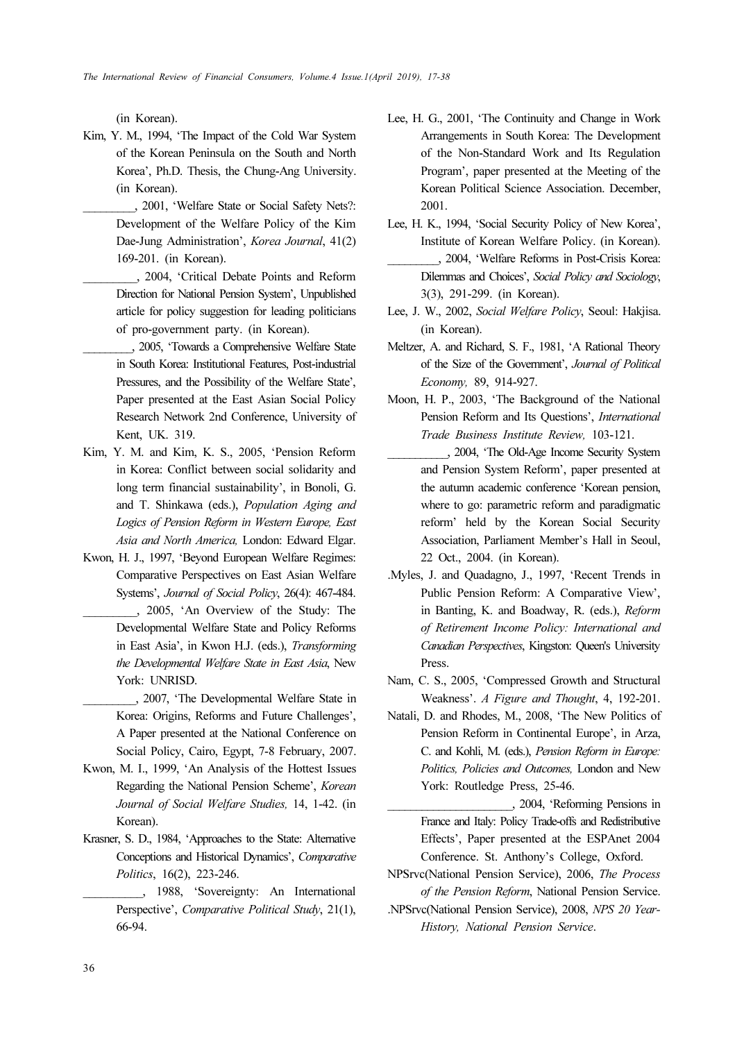(in Korean).

Kim, Y. M., 1994, 'The Impact of the Cold War System of the Korean Peninsula on the South and North Korea', Ph.D. Thesis, the Chung-Ang University. (in Korean).

_________, 2001, 'Welfare State or Social Safety Nets?: Development of the Welfare Policy of the Kim Dae-Jung Administration', *Korea Journal*, 41(2) 169-201. (in Korean).

_________, 2004, 'Critical Debate Points and Reform Direction for National Pension System', Unpublished article for policy suggestion for leading politicians of pro-government party. (in Korean).

_________, 2005, 'Towards a Comprehensive Welfare State in South Korea: Institutional Features, Post-industrial Pressures, and the Possibility of the Welfare State', Paper presented at the East Asian Social Policy Research Network 2nd Conference, University of Kent, UK. 319.

Kim, Y. M. and Kim, K. S., 2005, 'Pension Reform in Korea: Conflict between social solidarity and long term financial sustainability', in Bonoli, G. and T. Shinkawa (eds.), *Population Aging and Logics of Pension Reform in Western Europe, East Asia and North America,* London: Edward Elgar.

Kwon, H. J., 1997, 'Beyond European Welfare Regimes: Comparative Perspectives on East Asian Welfare Systems', *Journal of Social Policy*, 26(4): 467-484.

_________, 2005, 'An Overview of the Study: The Developmental Welfare State and Policy Reforms in East Asia', in Kwon H.J. (eds.), *Transforming the Developmental Welfare State in East Asia*, New York: UNRISD.

_________, 2007, 'The Developmental Welfare State in Korea: Origins, Reforms and Future Challenges', A Paper presented at the National Conference on Social Policy, Cairo, Egypt, 7-8 February, 2007.

Kwon, M. I., 1999, 'An Analysis of the Hottest Issues Regarding the National Pension Scheme', *Korean Journal of Social Welfare Studies,* 14, 1-42. (in Korean).

Krasner, S. D., 1984, 'Approaches to the State: Alternative Conceptions and Historical Dynamics', *Comparative Politics*, 16(2), 223-246.

__________, 1988, 'Sovereignty: An International Perspective', *Comparative Political Study*, 21(1), 66-94.

Lee, H. G., 2001, 'The Continuity and Change in Work Arrangements in South Korea: The Development of the Non-Standard Work and Its Regulation Program', paper presented at the Meeting of the Korean Political Science Association. December, 2001.

Lee, H. K., 1994, 'Social Security Policy of New Korea', Institute of Korean Welfare Policy. (in Korean).

_________, 2004, 'Welfare Reforms in Post-Crisis Korea: Dilemmas and Choices', *Social Policy and Sociology*, 3(3), 291-299. (in Korean).

Lee, J. W., 2002, *Social Welfare Policy*, Seoul: Hakjisa. (in Korean).

Meltzer, A. and Richard, S. F., 1981, 'A Rational Theory of the Size of the Government', *Journal of Political Economy,* 89, 914-927.

Moon, H. P., 2003, 'The Background of the National Pension Reform and Its Questions', *International Trade Business Institute Review,* 103-121.

__________, 2004, 'The Old-Age Income Security System and Pension System Reform', paper presented at the autumn academic conference 'Korean pension, where to go: parametric reform and paradigmatic reform' held by the Korean Social Security Association, Parliament Member's Hall in Seoul, 22 Oct., 2004. (in Korean).

.Myles, J. and Quadagno, J., 1997, 'Recent Trends in Public Pension Reform: A Comparative View', in Banting, K. and Boadway, R. (eds.), *Reform of Retirement Income Policy: International and Canadian Perspectives*, Kingston: Queen's University Press.

Nam, C. S., 2005, 'Compressed Growth and Structural Weakness'. *A Figure and Thought*, 4, 192-201.

Natali, D. and Rhodes, M., 2008, 'The New Politics of Pension Reform in Continental Europe', in Arza, C. and Kohli, M. (eds.), *Pension Reform in Europe: Politics, Policies and Outcomes,* London and New York: Routledge Press, 25-46.

_____________________, 2004, 'Reforming Pensions in France and Italy: Policy Trade-offs and Redistributive Effects', Paper presented at the ESPAnet 2004 Conference. St. Anthony's College, Oxford.

NPSrvc(National Pension Service), 2006, *The Process of the Pension Reform*, National Pension Service.

.NPSrvc(National Pension Service), 2008, *NPS 20 Year-History, National Pension Service*.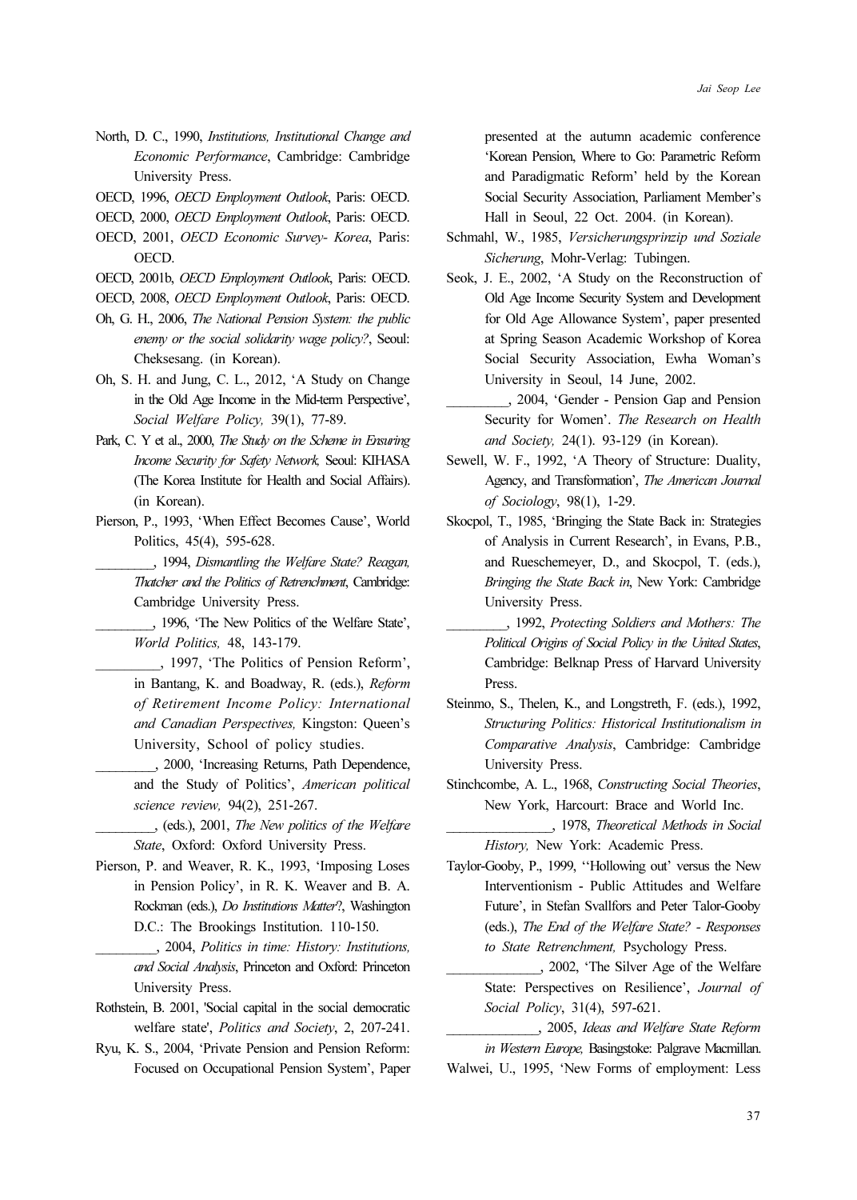North, D. C., 1990, *Institutions, Institutional Change and Economic Performance*, Cambridge: Cambridge University Press.

OECD, 1996, *OECD Employment Outlook*, Paris: OECD.

OECD, 2000, *OECD Employment Outlook*, Paris: OECD.

OECD, 2001, *OECD Economic Survey- Korea*, Paris: OECD.

OECD, 2001b, *OECD Employment Outlook*, Paris: OECD.

OECD, 2008, *OECD Employment Outlook*, Paris: OECD.

Oh, G. H., 2006, *The National Pension System: the public enemy or the social solidarity wage policy?*, Seoul: Cheksesang. (in Korean).

Oh, S. H. and Jung, C. L., 2012, 'A Study on Change in the Old Age Income in the Mid-term Perspective', *Social Welfare Policy,* 39(1), 77-89.

Park, C. Y et al., 2000, *The Study on the Scheme in Ensuring Income Security for Safety Network,* Seoul: KIHASA (The Korea Institute for Health and Social Affairs). (in Korean).

Pierson, P., 1993, 'When Effect Becomes Cause', World Politics, 45(4), 595-628.

________, 1994, *Dismantling the Welfare State? Reagan, Thatcher and the Politics of Retrenchment*, Cambridge: Cambridge University Press.

________, 1996, 'The New Politics of the Welfare State', *World Politics,* 48, 143-179.

_________, 1997, 'The Politics of Pension Reform', in Bantang, K. and Boadway, R. (eds.), *Reform of Retirement Income Policy: International and Canadian Perspectives,* Kingston: Queen's University, School of policy studies.

________, 2000, 'Increasing Returns, Path Dependence, and the Study of Politics', *American political science review,* 94(2), 251-267.

________, (eds.), 2001, *The New politics of the Welfare State*, Oxford: Oxford University Press.

Pierson, P. and Weaver, R. K., 1993, 'Imposing Loses in Pension Policy', in R. K. Weaver and B. A. Rockman (eds.), *Do Institutions Matter*?, Washington D.C.: The Brookings Institution. 110-150.

_________, 2004, *Politics in time: History: Institutions, and Social Analysis*, Princeton and Oxford: Princeton University Press.

Rothstein, B. 2001, 'Social capital in the social democratic welfare state', *Politics and Society*, 2, 207-241.

Ryu, K. S., 2004, 'Private Pension and Pension Reform: Focused on Occupational Pension System', Paper presented at the autumn academic conference 'Korean Pension, Where to Go: Parametric Reform and Paradigmatic Reform' held by the Korean Social Security Association, Parliament Member's Hall in Seoul, 22 Oct. 2004. (in Korean).

Schmahl, W., 1985, *Versicherungsprinzip und Soziale Sicherung*, Mohr-Verlag: Tubingen.

Seok, J. E., 2002, 'A Study on the Reconstruction of Old Age Income Security System and Development for Old Age Allowance System', paper presented at Spring Season Academic Workshop of Korea Social Security Association, Ewha Woman's University in Seoul, 14 June, 2002.

_________, 2004, 'Gender - Pension Gap and Pension Security for Women'. *The Research on Health and Society,* 24(1). 93-129 (in Korean).

Sewell, W. F., 1992, 'A Theory of Structure: Duality, Agency, and Transformation', *The American Journal of Sociology*, 98(1), 1-29.

Skocpol, T., 1985, 'Bringing the State Back in: Strategies of Analysis in Current Research', in Evans, P.B., and Rueschemeyer, D., and Skocpol, T. (eds.), *Bringing the State Back in*, New York: Cambridge University Press.

________, 1992, *Protecting Soldiers and Mothers: The Political Origins of Social Policy in the United States*, Cambridge: Belknap Press of Harvard University Press.

Steinmo, S., Thelen, K., and Longstreth, F. (eds.), 1992, *Structuring Politics: Historical Institutionalism in Comparative Analysis*, Cambridge: Cambridge University Press.

Stinchcombe, A. L., 1968, *Constructing Social Theories*, New York, Harcourt: Brace and World Inc.

_______________, 1978, *Theoretical Methods in Social History,* New York: Academic Press.

Taylor-Gooby, P., 1999, ''Hollowing out' versus the New Interventionism - Public Attitudes and Welfare Future', in Stefan Svallfors and Peter Talor-Gooby (eds.), *The End of the Welfare State? - Responses to State Retrenchment,* Psychology Press.

_____________, 2002, 'The Silver Age of the Welfare State: Perspectives on Resilience', *Journal of Social Policy*, 31(4), 597-621.

_____________, 2005, *Ideas and Welfare State Reform in Western Europe,* Basingstoke: Palgrave Macmillan.

Walwei, U., 1995, 'New Forms of employment: Less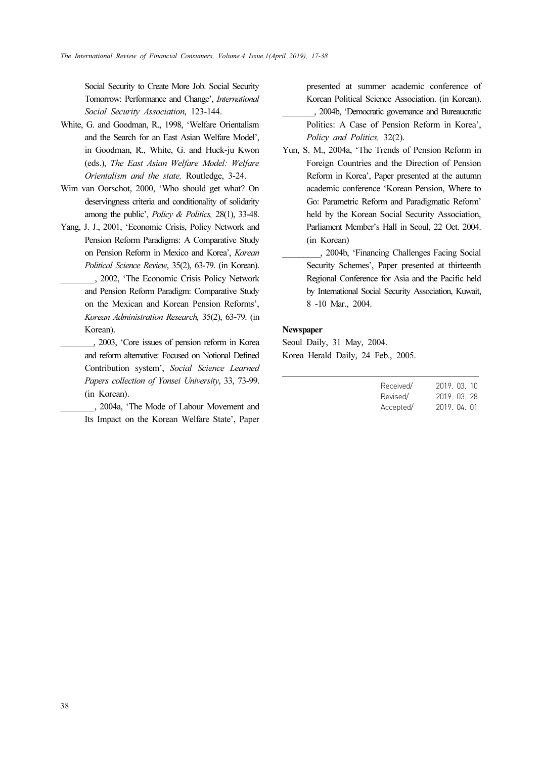Social Security to Create More Job. Social Security Tomorrow: Performance and Change', *International Social Security Association*, 123-144.

White, G. and Goodman, R., 1998, 'Welfare Orientalism and the Search for an East Asian Welfare Model', in Goodman, R., White, G. and Huck-ju Kwon (eds.), *The East Asian Welfare Model: Welfare Orientalism and the state,* Routledge, 3-24.

Wim van Oorschot, 2000, 'Who should get what? On deservingness criteria and conditionality of solidarity among the public', *Policy & Politics,* 28(1), 33-48.

Yang, J. J., 2001, 'Economic Crisis, Policy Network and Pension Reform Paradigms: A Comparative Study on Pension Reform in Mexico and Korea', *Korean Political Science Review*, 35(2), 63-79. (in Korean).

________, 2002, 'The Economic Crisis Policy Network and Pension Reform Paradigm: Comparative Study on the Mexican and Korean Pension Reforms', *Korean Administration Research,* 35(2), 63-79. (in Korean).

________, 2003, 'Core issues of pension reform in Korea and reform alternative: Focused on Notional Defined Contribution system', *Social Science Learned Papers collection of Yonsei University*, 33, 73-99. (in Korean).

________, 2004a, 'The Mode of Labour Movement and Its Impact on the Korean Welfare State', Paper presented at summer academic conference of Korean Political Science Association. (in Korean).

________, 2004b, 'Democratic governance and Bureaucratic Politics: A Case of Pension Reform in Korea', *Policy and Politics,* 32(2).

Yun, S. M., 2004a, 'The Trends of Pension Reform in Foreign Countries and the Direction of Pension Reform in Korea', Paper presented at the autumn academic conference 'Korean Pension, Where to Go: Parametric Reform and Paradigmatic Reform' held by the Korean Social Security Association, Parliament Member's Hall in Seoul, 22 Oct. 2004. (in Korean)

________, 2004b, 'Financing Challenges Facing Social Security Schemes', Paper presented at thirteenth Regional Conference for Asia and the Pacific held by International Social Security Association, Kuwait, 8 -10 Mar., 2004.

**Newspaper**

Seoul Daily, 31 May, 2004.

Korea Herald Daily, 24 Feb., 2005.

---

Received/ 2019. 03. 10
Revised/ 2019. 03. 28
Accepted/ 2019. 04. 01